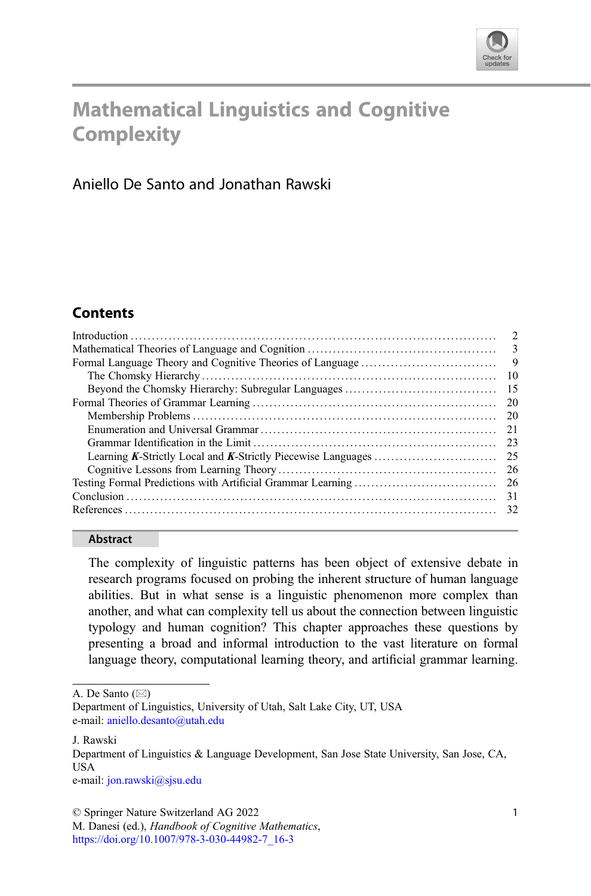# Mathematical Linguistics and Cognitive Complexity

Aniello De Santo and Jonathan Rawski

## Contents

| | |
|---|---|
| Introduction | 2 |
| Mathematical Theories of Language and Cognition | 3 |
| Formal Language Theory and Cognitive Theories of Language | 9 |
| The Chomsky Hierarchy | 10 |
| Beyond the Chomsky Hierarchy: Subregular Languages | 15 |
| Formal Theories of Grammar Learning | 20 |
| Membership Problems | 20 |
| Enumeration and Universal Grammar | 21 |
| Grammar Identification in the Limit | 23 |
| Learning ***K***-Strictly Local and ***K***-Strictly Piecewise Languages | 25 |
| Cognitive Lessons from Learning Theory | 26 |
| Testing Formal Predictions with Artificial Grammar Learning | 26 |
| Conclusion | 31 |
| References | 32 |

**Abstract**

The complexity of linguistic patterns has been object of extensive debate in research programs focused on probing the inherent structure of human language abilities. But in what sense is a linguistic phenomenon more complex than another, and what can complexity tell us about the connection between linguistic typology and human cognition? This chapter approaches these questions by presenting a broad and informal introduction to the vast literature on formal language theory, computational learning theory, and artificial grammar learning.

---

A. De Santo (✉)
Department of Linguistics, University of Utah, Salt Lake City, UT, USA
e-mail: aniello.desanto@utah.edu

J. Rawski
Department of Linguistics & Language Development, San Jose State University, San Jose, CA, USA
e-mail: jon.rawski@sjsu.edu

© Springer Nature Switzerland AG 2022
M. Danesi (ed.), *Handbook of Cognitive Mathematics*,
https://doi.org/10.1007/978-3-030-44982-7_16-3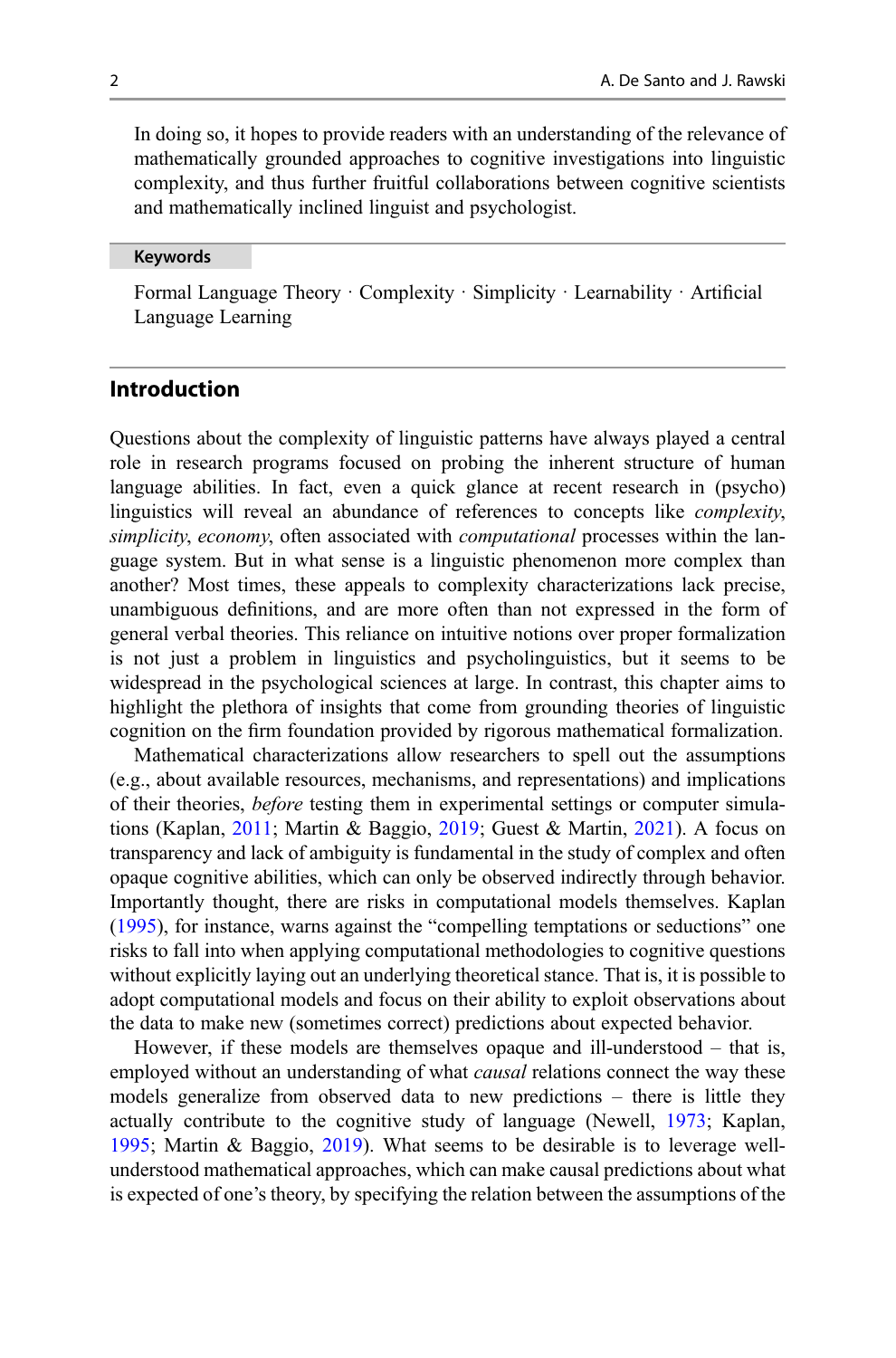In doing so, it hopes to provide readers with an understanding of the relevance of mathematically grounded approaches to cognitive investigations into linguistic complexity, and thus further fruitful collaborations between cognitive scientists and mathematically inclined linguist and psychologist.

**Keywords**

Formal Language Theory · Complexity · Simplicity · Learnability · Artificial Language Learning

## Introduction

Questions about the complexity of linguistic patterns have always played a central role in research programs focused on probing the inherent structure of human language abilities. In fact, even a quick glance at recent research in (psycho) linguistics will reveal an abundance of references to concepts like *complexity*, *simplicity*, *economy*, often associated with *computational* processes within the language system. But in what sense is a linguistic phenomenon more complex than another? Most times, these appeals to complexity characterizations lack precise, unambiguous definitions, and are more often than not expressed in the form of general verbal theories. This reliance on intuitive notions over proper formalization is not just a problem in linguistics and psycholinguistics, but it seems to be widespread in the psychological sciences at large. In contrast, this chapter aims to highlight the plethora of insights that come from grounding theories of linguistic cognition on the firm foundation provided by rigorous mathematical formalization.

Mathematical characterizations allow researchers to spell out the assumptions (e.g., about available resources, mechanisms, and representations) and implications of their theories, *before* testing them in experimental settings or computer simulations (Kaplan, 2011; Martin & Baggio, 2019; Guest & Martin, 2021). A focus on transparency and lack of ambiguity is fundamental in the study of complex and often opaque cognitive abilities, which can only be observed indirectly through behavior. Importantly thought, there are risks in computational models themselves. Kaplan (1995), for instance, warns against the "compelling temptations or seductions" one risks to fall into when applying computational methodologies to cognitive questions without explicitly laying out an underlying theoretical stance. That is, it is possible to adopt computational models and focus on their ability to exploit observations about the data to make new (sometimes correct) predictions about expected behavior.

However, if these models are themselves opaque and ill-understood – that is, employed without an understanding of what *causal* relations connect the way these models generalize from observed data to new predictions – there is little they actually contribute to the cognitive study of language (Newell, 1973; Kaplan, 1995; Martin & Baggio, 2019). What seems to be desirable is to leverage well-understood mathematical approaches, which can make causal predictions about what is expected of one's theory, by specifying the relation between the assumptions of the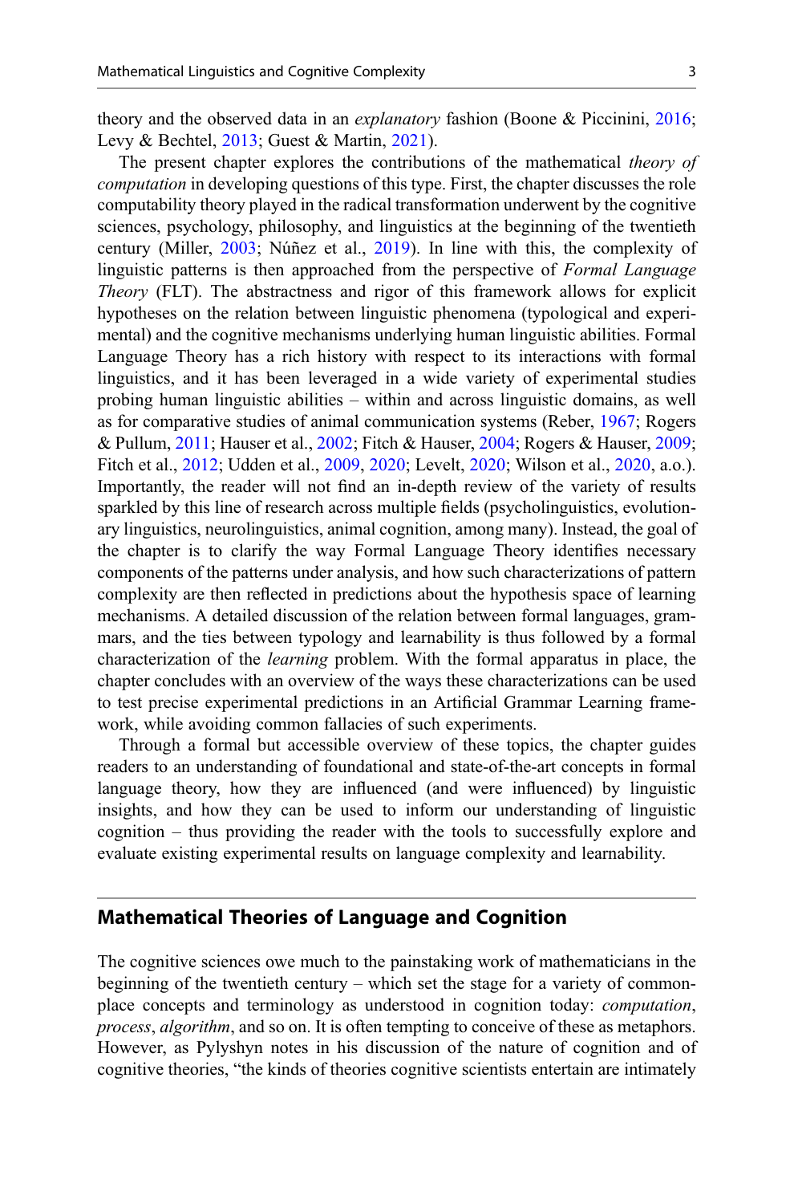theory and the observed data in an *explanatory* fashion (Boone & Piccinini, 2016; Levy & Bechtel, 2013; Guest & Martin, 2021).

The present chapter explores the contributions of the mathematical *theory of computation* in developing questions of this type. First, the chapter discusses the role computability theory played in the radical transformation underwent by the cognitive sciences, psychology, philosophy, and linguistics at the beginning of the twentieth century (Miller, 2003; Núñez et al., 2019). In line with this, the complexity of linguistic patterns is then approached from the perspective of *Formal Language Theory* (FLT). The abstractness and rigor of this framework allows for explicit hypotheses on the relation between linguistic phenomena (typological and experimental) and the cognitive mechanisms underlying human linguistic abilities. Formal Language Theory has a rich history with respect to its interactions with formal linguistics, and it has been leveraged in a wide variety of experimental studies probing human linguistic abilities – within and across linguistic domains, as well as for comparative studies of animal communication systems (Reber, 1967; Rogers & Pullum, 2011; Hauser et al., 2002; Fitch & Hauser, 2004; Rogers & Hauser, 2009; Fitch et al., 2012; Udden et al., 2009, 2020; Levelt, 2020; Wilson et al., 2020, a.o.). Importantly, the reader will not find an in-depth review of the variety of results sparkled by this line of research across multiple fields (psycholinguistics, evolutionary linguistics, neurolinguistics, animal cognition, among many). Instead, the goal of the chapter is to clarify the way Formal Language Theory identifies necessary components of the patterns under analysis, and how such characterizations of pattern complexity are then reflected in predictions about the hypothesis space of learning mechanisms. A detailed discussion of the relation between formal languages, grammars, and the ties between typology and learnability is thus followed by a formal characterization of the *learning* problem. With the formal apparatus in place, the chapter concludes with an overview of the ways these characterizations can be used to test precise experimental predictions in an Artificial Grammar Learning framework, while avoiding common fallacies of such experiments.

Through a formal but accessible overview of these topics, the chapter guides readers to an understanding of foundational and state-of-the-art concepts in formal language theory, how they are influenced (and were influenced) by linguistic insights, and how they can be used to inform our understanding of linguistic cognition – thus providing the reader with the tools to successfully explore and evaluate existing experimental results on language complexity and learnability.

## Mathematical Theories of Language and Cognition

The cognitive sciences owe much to the painstaking work of mathematicians in the beginning of the twentieth century – which set the stage for a variety of commonplace concepts and terminology as understood in cognition today: *computation*, *process*, *algorithm*, and so on. It is often tempting to conceive of these as metaphors. However, as Pylyshyn notes in his discussion of the nature of cognition and of cognitive theories, "the kinds of theories cognitive scientists entertain are intimately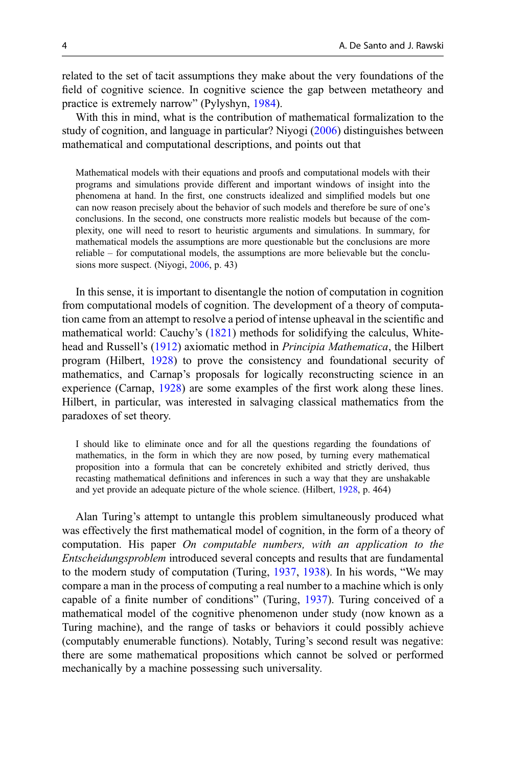related to the set of tacit assumptions they make about the very foundations of the field of cognitive science. In cognitive science the gap between metatheory and practice is extremely narrow" (Pylyshyn, 1984).

With this in mind, what is the contribution of mathematical formalization to the study of cognition, and language in particular? Niyogi (2006) distinguishes between mathematical and computational descriptions, and points out that

> Mathematical models with their equations and proofs and computational models with their programs and simulations provide different and important windows of insight into the phenomena at hand. In the first, one constructs idealized and simplified models but one can now reason precisely about the behavior of such models and therefore be sure of one's conclusions. In the second, one constructs more realistic models but because of the complexity, one will need to resort to heuristic arguments and simulations. In summary, for mathematical models the assumptions are more questionable but the conclusions are more reliable – for computational models, the assumptions are more believable but the conclusions more suspect. (Niyogi, 2006, p. 43)

In this sense, it is important to disentangle the notion of computation in cognition from computational models of cognition. The development of a theory of computation came from an attempt to resolve a period of intense upheaval in the scientific and mathematical world: Cauchy's (1821) methods for solidifying the calculus, Whitehead and Russell's (1912) axiomatic method in *Principia Mathematica*, the Hilbert program (Hilbert, 1928) to prove the consistency and foundational security of mathematics, and Carnap's proposals for logically reconstructing science in an experience (Carnap, 1928) are some examples of the first work along these lines. Hilbert, in particular, was interested in salvaging classical mathematics from the paradoxes of set theory.

> I should like to eliminate once and for all the questions regarding the foundations of mathematics, in the form in which they are now posed, by turning every mathematical proposition into a formula that can be concretely exhibited and strictly derived, thus recasting mathematical definitions and inferences in such a way that they are unshakable and yet provide an adequate picture of the whole science. (Hilbert, 1928, p. 464)

Alan Turing's attempt to untangle this problem simultaneously produced what was effectively the first mathematical model of cognition, in the form of a theory of computation. His paper *On computable numbers, with an application to the Entscheidungsproblem* introduced several concepts and results that are fundamental to the modern study of computation (Turing, 1937, 1938). In his words, "We may compare a man in the process of computing a real number to a machine which is only capable of a finite number of conditions" (Turing, 1937). Turing conceived of a mathematical model of the cognitive phenomenon under study (now known as a Turing machine), and the range of tasks or behaviors it could possibly achieve (computably enumerable functions). Notably, Turing's second result was negative: there are some mathematical propositions which cannot be solved or performed mechanically by a machine possessing such universality.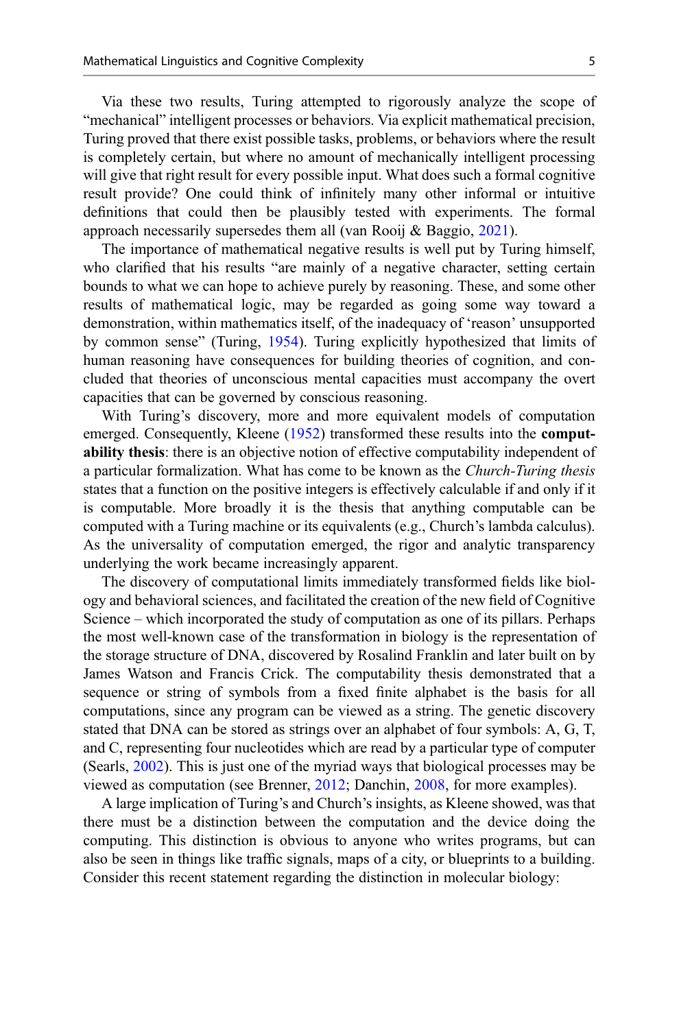Via these two results, Turing attempted to rigorously analyze the scope of "mechanical" intelligent processes or behaviors. Via explicit mathematical precision, Turing proved that there exist possible tasks, problems, or behaviors where the result is completely certain, but where no amount of mechanically intelligent processing will give that right result for every possible input. What does such a formal cognitive result provide? One could think of infinitely many other informal or intuitive definitions that could then be plausibly tested with experiments. The formal approach necessarily supersedes them all (van Rooij & Baggio, 2021).

The importance of mathematical negative results is well put by Turing himself, who clarified that his results "are mainly of a negative character, setting certain bounds to what we can hope to achieve purely by reasoning. These, and some other results of mathematical logic, may be regarded as going some way toward a demonstration, within mathematics itself, of the inadequacy of 'reason' unsupported by common sense" (Turing, 1954). Turing explicitly hypothesized that limits of human reasoning have consequences for building theories of cognition, and concluded that theories of unconscious mental capacities must accompany the overt capacities that can be governed by conscious reasoning.

With Turing's discovery, more and more equivalent models of computation emerged. Consequently, Kleene (1952) transformed these results into the **computability thesis**: there is an objective notion of effective computability independent of a particular formalization. What has come to be known as the *Church-Turing thesis* states that a function on the positive integers is effectively calculable if and only if it is computable. More broadly it is the thesis that anything computable can be computed with a Turing machine or its equivalents (e.g., Church's lambda calculus). As the universality of computation emerged, the rigor and analytic transparency underlying the work became increasingly apparent.

The discovery of computational limits immediately transformed fields like biology and behavioral sciences, and facilitated the creation of the new field of Cognitive Science – which incorporated the study of computation as one of its pillars. Perhaps the most well-known case of the transformation in biology is the representation of the storage structure of DNA, discovered by Rosalind Franklin and later built on by James Watson and Francis Crick. The computability thesis demonstrated that a sequence or string of symbols from a fixed finite alphabet is the basis for all computations, since any program can be viewed as a string. The genetic discovery stated that DNA can be stored as strings over an alphabet of four symbols: A, G, T, and C, representing four nucleotides which are read by a particular type of computer (Searls, 2002). This is just one of the myriad ways that biological processes may be viewed as computation (see Brenner, 2012; Danchin, 2008, for more examples).

A large implication of Turing's and Church's insights, as Kleene showed, was that there must be a distinction between the computation and the device doing the computing. This distinction is obvious to anyone who writes programs, but can also be seen in things like traffic signals, maps of a city, or blueprints to a building. Consider this recent statement regarding the distinction in molecular biology: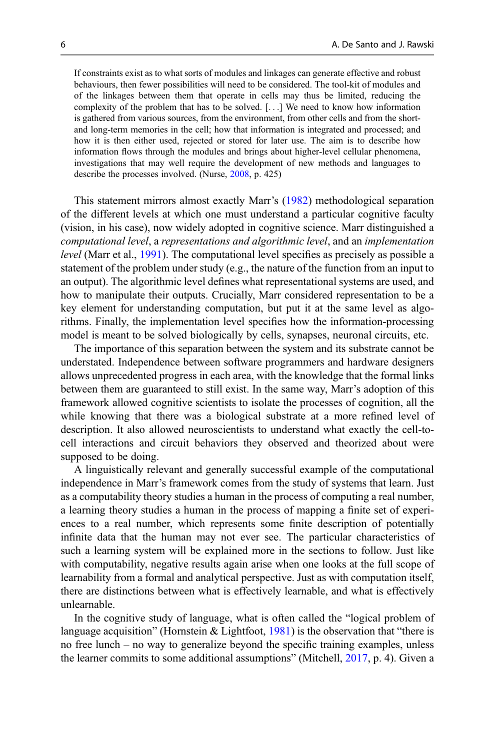> If constraints exist as to what sorts of modules and linkages can generate effective and robust behaviours, then fewer possibilities will need to be considered. The tool-kit of modules and of the linkages between them that operate in cells may thus be limited, reducing the complexity of the problem that has to be solved. [. . .] We need to know how information is gathered from various sources, from the environment, from other cells and from the short- and long-term memories in the cell; how that information is integrated and processed; and how it is then either used, rejected or stored for later use. The aim is to describe how information flows through the modules and brings about higher-level cellular phenomena, investigations that may well require the development of new methods and languages to describe the processes involved. (Nurse, 2008, p. 425)

This statement mirrors almost exactly Marr's (1982) methodological separation of the different levels at which one must understand a particular cognitive faculty (vision, in his case), now widely adopted in cognitive science. Marr distinguished a *computational level*, a *representations and algorithmic level*, and an *implementation level* (Marr et al., 1991). The computational level specifies as precisely as possible a statement of the problem under study (e.g., the nature of the function from an input to an output). The algorithmic level defines what representational systems are used, and how to manipulate their outputs. Crucially, Marr considered representation to be a key element for understanding computation, but put it at the same level as algorithms. Finally, the implementation level specifies how the information-processing model is meant to be solved biologically by cells, synapses, neuronal circuits, etc.

The importance of this separation between the system and its substrate cannot be understated. Independence between software programmers and hardware designers allows unprecedented progress in each area, with the knowledge that the formal links between them are guaranteed to still exist. In the same way, Marr's adoption of this framework allowed cognitive scientists to isolate the processes of cognition, all the while knowing that there was a biological substrate at a more refined level of description. It also allowed neuroscientists to understand what exactly the cell-to-cell interactions and circuit behaviors they observed and theorized about were supposed to be doing.

A linguistically relevant and generally successful example of the computational independence in Marr's framework comes from the study of systems that learn. Just as a computability theory studies a human in the process of computing a real number, a learning theory studies a human in the process of mapping a finite set of experiences to a real number, which represents some finite description of potentially infinite data that the human may not ever see. The particular characteristics of such a learning system will be explained more in the sections to follow. Just like with computability, negative results again arise when one looks at the full scope of learnability from a formal and analytical perspective. Just as with computation itself, there are distinctions between what is effectively learnable, and what is effectively unlearnable.

In the cognitive study of language, what is often called the "logical problem of language acquisition" (Hornstein & Lightfoot, 1981) is the observation that "there is no free lunch – no way to generalize beyond the specific training examples, unless the learner commits to some additional assumptions" (Mitchell, 2017, p. 4). Given a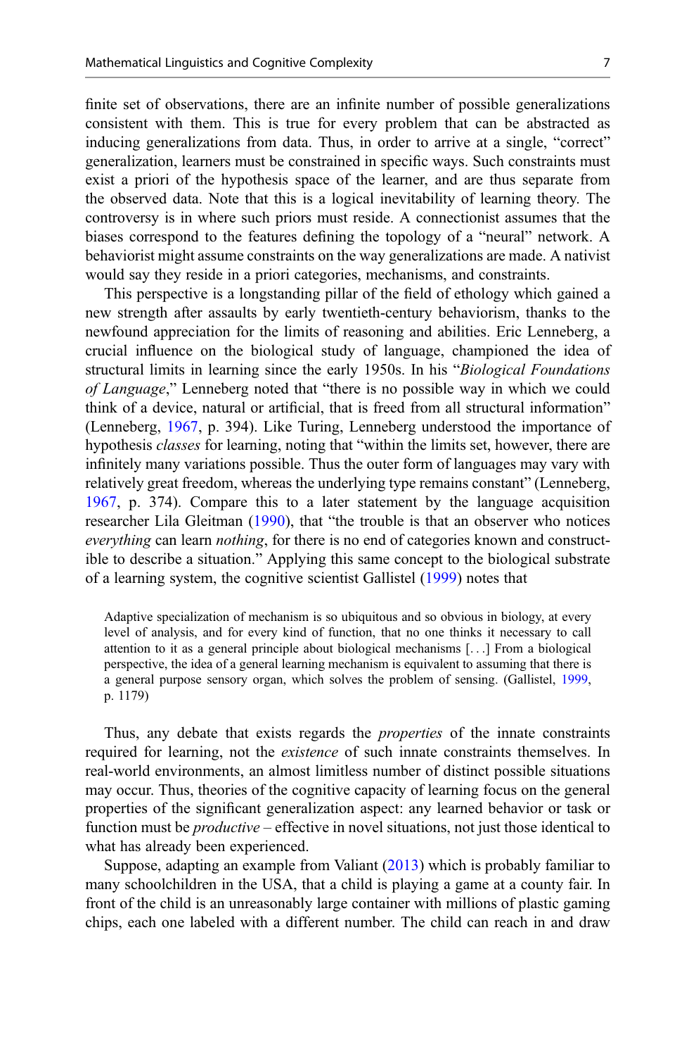finite set of observations, there are an infinite number of possible generalizations consistent with them. This is true for every problem that can be abstracted as inducing generalizations from data. Thus, in order to arrive at a single, "correct" generalization, learners must be constrained in specific ways. Such constraints must exist a priori of the hypothesis space of the learner, and are thus separate from the observed data. Note that this is a logical inevitability of learning theory. The controversy is in where such priors must reside. A connectionist assumes that the biases correspond to the features defining the topology of a "neural" network. A behaviorist might assume constraints on the way generalizations are made. A nativist would say they reside in a priori categories, mechanisms, and constraints.

This perspective is a longstanding pillar of the field of ethology which gained a new strength after assaults by early twentieth-century behaviorism, thanks to the newfound appreciation for the limits of reasoning and abilities. Eric Lenneberg, a crucial influence on the biological study of language, championed the idea of structural limits in learning since the early 1950s. In his "*Biological Foundations of Language*," Lenneberg noted that "there is no possible way in which we could think of a device, natural or artificial, that is freed from all structural information" (Lenneberg, 1967, p. 394). Like Turing, Lenneberg understood the importance of hypothesis *classes* for learning, noting that "within the limits set, however, there are infinitely many variations possible. Thus the outer form of languages may vary with relatively great freedom, whereas the underlying type remains constant" (Lenneberg, 1967, p. 374). Compare this to a later statement by the language acquisition researcher Lila Gleitman (1990), that "the trouble is that an observer who notices *everything* can learn *nothing*, for there is no end of categories known and constructible to describe a situation." Applying this same concept to the biological substrate of a learning system, the cognitive scientist Gallistel (1999) notes that

> Adaptive specialization of mechanism is so ubiquitous and so obvious in biology, at every level of analysis, and for every kind of function, that no one thinks it necessary to call attention to it as a general principle about biological mechanisms [...] From a biological perspective, the idea of a general learning mechanism is equivalent to assuming that there is a general purpose sensory organ, which solves the problem of sensing. (Gallistel, 1999, p. 1179)

Thus, any debate that exists regards the *properties* of the innate constraints required for learning, not the *existence* of such innate constraints themselves. In real-world environments, an almost limitless number of distinct possible situations may occur. Thus, theories of the cognitive capacity of learning focus on the general properties of the significant generalization aspect: any learned behavior or task or function must be *productive* – effective in novel situations, not just those identical to what has already been experienced.

Suppose, adapting an example from Valiant (2013) which is probably familiar to many schoolchildren in the USA, that a child is playing a game at a county fair. In front of the child is an unreasonably large container with millions of plastic gaming chips, each one labeled with a different number. The child can reach in and draw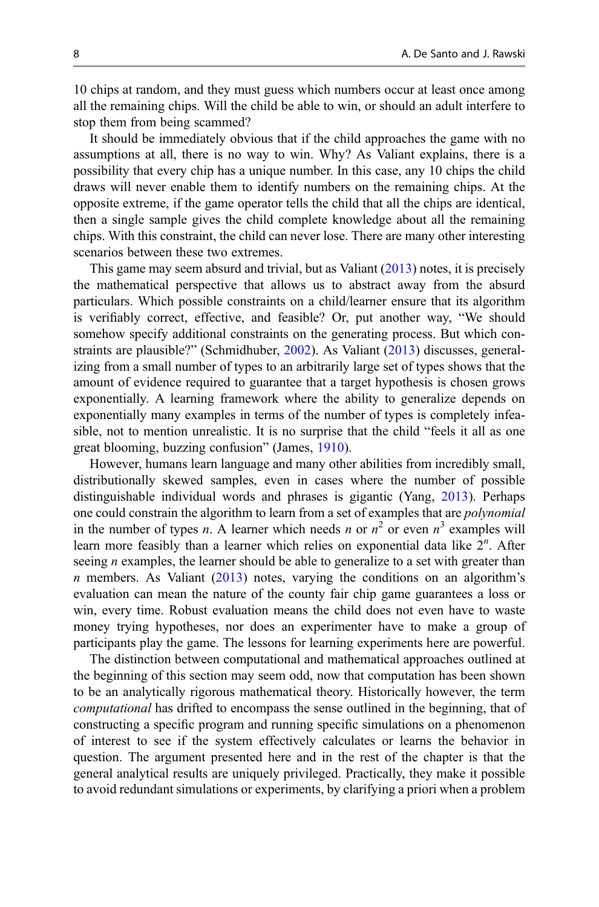10 chips at random, and they must guess which numbers occur at least once among all the remaining chips. Will the child be able to win, or should an adult interfere to stop them from being scammed?

It should be immediately obvious that if the child approaches the game with no assumptions at all, there is no way to win. Why? As Valiant explains, there is a possibility that every chip has a unique number. In this case, any 10 chips the child draws will never enable them to identify numbers on the remaining chips. At the opposite extreme, if the game operator tells the child that all the chips are identical, then a single sample gives the child complete knowledge about all the remaining chips. With this constraint, the child can never lose. There are many other interesting scenarios between these two extremes.

This game may seem absurd and trivial, but as Valiant (2013) notes, it is precisely the mathematical perspective that allows us to abstract away from the absurd particulars. Which possible constraints on a child/learner ensure that its algorithm is verifiably correct, effective, and feasible? Or, put another way, "We should somehow specify additional constraints on the generating process. But which constraints are plausible?" (Schmidhuber, 2002). As Valiant (2013) discusses, generalizing from a small number of types to an arbitrarily large set of types shows that the amount of evidence required to guarantee that a target hypothesis is chosen grows exponentially. A learning framework where the ability to generalize depends on exponentially many examples in terms of the number of types is completely infeasible, not to mention unrealistic. It is no surprise that the child "feels it all as one great blooming, buzzing confusion" (James, 1910).

However, humans learn language and many other abilities from incredibly small, distributionally skewed samples, even in cases where the number of possible distinguishable individual words and phrases is gigantic (Yang, 2013). Perhaps one could constrain the algorithm to learn from a set of examples that are *polynomial* in the number of types $n$. A learner which needs $n$ or $n^2$ or even $n^3$ examples will learn more feasibly than a learner which relies on exponential data like $2^n$. After seeing $n$ examples, the learner should be able to generalize to a set with greater than $n$ members. As Valiant (2013) notes, varying the conditions on an algorithm's evaluation can mean the nature of the county fair chip game guarantees a loss or win, every time. Robust evaluation means the child does not even have to waste money trying hypotheses, nor does an experimenter have to make a group of participants play the game. The lessons for learning experiments here are powerful.

The distinction between computational and mathematical approaches outlined at the beginning of this section may seem odd, now that computation has been shown to be an analytically rigorous mathematical theory. Historically however, the term *computational* has drifted to encompass the sense outlined in the beginning, that of constructing a specific program and running specific simulations on a phenomenon of interest to see if the system effectively calculates or learns the behavior in question. The argument presented here and in the rest of the chapter is that the general analytical results are uniquely privileged. Practically, they make it possible to avoid redundant simulations or experiments, by clarifying a priori when a problem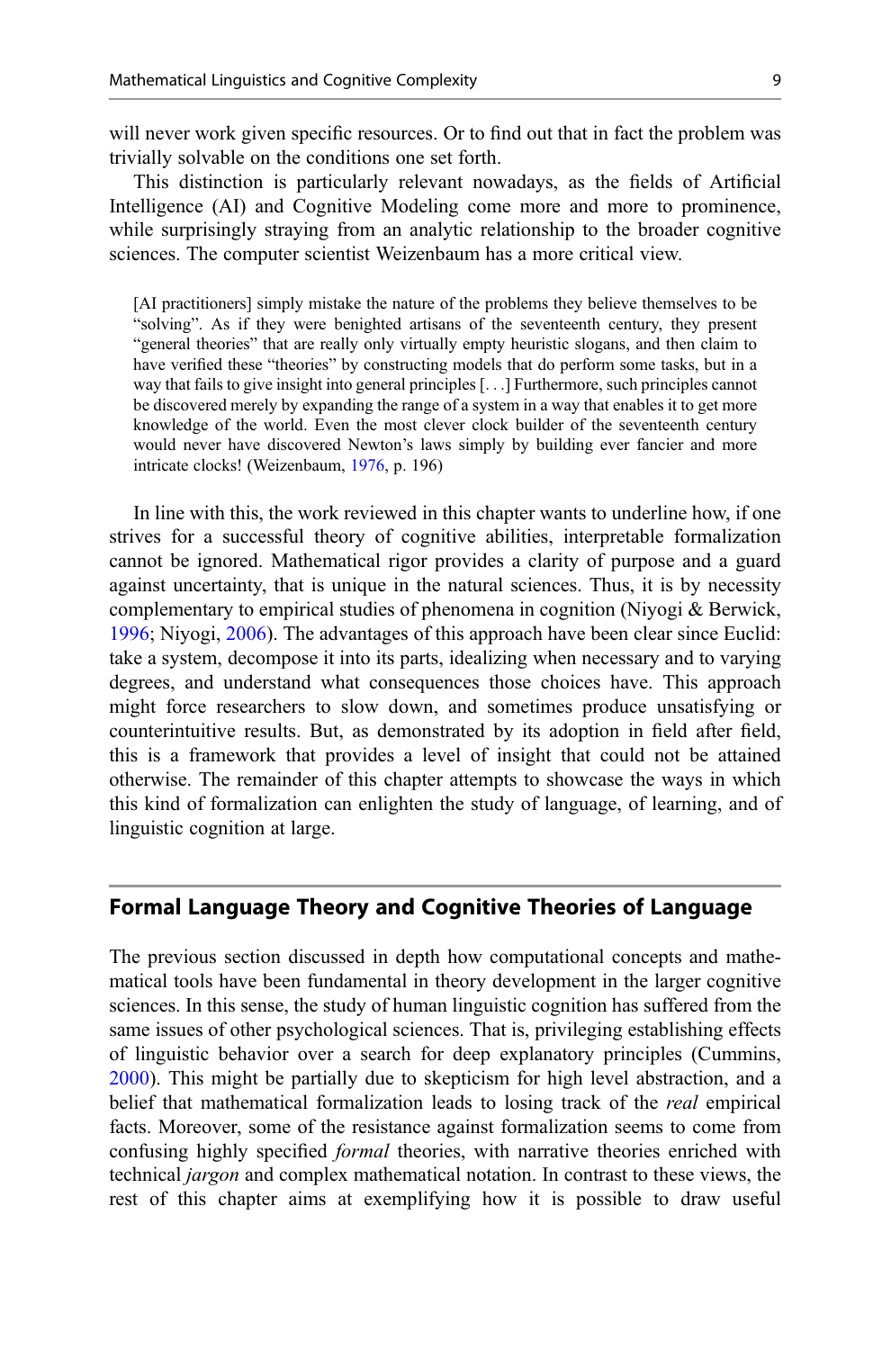will never work given specific resources. Or to find out that in fact the problem was trivially solvable on the conditions one set forth.

This distinction is particularly relevant nowadays, as the fields of Artificial Intelligence (AI) and Cognitive Modeling come more and more to prominence, while surprisingly straying from an analytic relationship to the broader cognitive sciences. The computer scientist Weizenbaum has a more critical view.

> [AI practitioners] simply mistake the nature of the problems they believe themselves to be "solving". As if they were benighted artisans of the seventeenth century, they present "general theories" that are really only virtually empty heuristic slogans, and then claim to have verified these "theories" by constructing models that do perform some tasks, but in a way that fails to give insight into general principles [. . .] Furthermore, such principles cannot be discovered merely by expanding the range of a system in a way that enables it to get more knowledge of the world. Even the most clever clock builder of the seventeenth century would never have discovered Newton's laws simply by building ever fancier and more intricate clocks! (Weizenbaum, 1976, p. 196)

In line with this, the work reviewed in this chapter wants to underline how, if one strives for a successful theory of cognitive abilities, interpretable formalization cannot be ignored. Mathematical rigor provides a clarity of purpose and a guard against uncertainty, that is unique in the natural sciences. Thus, it is by necessity complementary to empirical studies of phenomena in cognition (Niyogi & Berwick, 1996; Niyogi, 2006). The advantages of this approach have been clear since Euclid: take a system, decompose it into its parts, idealizing when necessary and to varying degrees, and understand what consequences those choices have. This approach might force researchers to slow down, and sometimes produce unsatisfying or counterintuitive results. But, as demonstrated by its adoption in field after field, this is a framework that provides a level of insight that could not be attained otherwise. The remainder of this chapter attempts to showcase the ways in which this kind of formalization can enlighten the study of language, of learning, and of linguistic cognition at large.

## Formal Language Theory and Cognitive Theories of Language

The previous section discussed in depth how computational concepts and mathematical tools have been fundamental in theory development in the larger cognitive sciences. In this sense, the study of human linguistic cognition has suffered from the same issues of other psychological sciences. That is, privileging establishing effects of linguistic behavior over a search for deep explanatory principles (Cummins, 2000). This might be partially due to skepticism for high level abstraction, and a belief that mathematical formalization leads to losing track of the *real* empirical facts. Moreover, some of the resistance against formalization seems to come from confusing highly specified *formal* theories, with narrative theories enriched with technical *jargon* and complex mathematical notation. In contrast to these views, the rest of this chapter aims at exemplifying how it is possible to draw useful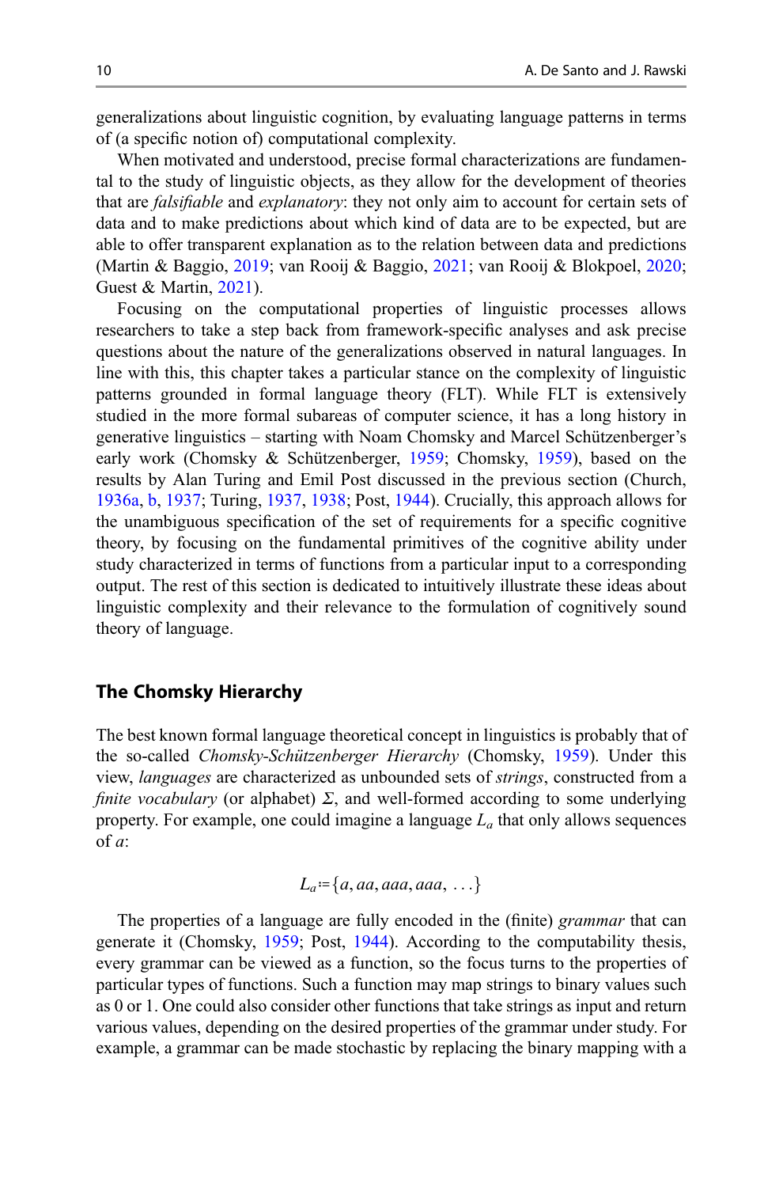generalizations about linguistic cognition, by evaluating language patterns in terms of (a specific notion of) computational complexity.

When motivated and understood, precise formal characterizations are fundamental to the study of linguistic objects, as they allow for the development of theories that are *falsifiable* and *explanatory*: they not only aim to account for certain sets of data and to make predictions about which kind of data are to be expected, but are able to offer transparent explanation as to the relation between data and predictions (Martin & Baggio, 2019; van Rooij & Baggio, 2021; van Rooij & Blokpoel, 2020; Guest & Martin, 2021).

Focusing on the computational properties of linguistic processes allows researchers to take a step back from framework-specific analyses and ask precise questions about the nature of the generalizations observed in natural languages. In line with this, this chapter takes a particular stance on the complexity of linguistic patterns grounded in formal language theory (FLT). While FLT is extensively studied in the more formal subareas of computer science, it has a long history in generative linguistics – starting with Noam Chomsky and Marcel Schützenberger's early work (Chomsky & Schützenberger, 1959; Chomsky, 1959), based on the results by Alan Turing and Emil Post discussed in the previous section (Church, 1936a, b, 1937; Turing, 1937, 1938; Post, 1944). Crucially, this approach allows for the unambiguous specification of the set of requirements for a specific cognitive theory, by focusing on the fundamental primitives of the cognitive ability under study characterized in terms of functions from a particular input to a corresponding output. The rest of this section is dedicated to intuitively illustrate these ideas about linguistic complexity and their relevance to the formulation of cognitively sound theory of language.

## The Chomsky Hierarchy

The best known formal language theoretical concept in linguistics is probably that of the so-called *Chomsky-Schützenberger Hierarchy* (Chomsky, 1959). Under this view, *languages* are characterized as unbounded sets of *strings*, constructed from a *finite vocabulary* (or alphabet) $\Sigma$, and well-formed according to some underlying property. For example, one could imagine a language $L_a$ that only allows sequences of $a$:

$$L_a := \{a, aa, aaa, aaa, \ldots\}$$

The properties of a language are fully encoded in the (finite) *grammar* that can generate it (Chomsky, 1959; Post, 1944). According to the computability thesis, every grammar can be viewed as a function, so the focus turns to the properties of particular types of functions. Such a function may map strings to binary values such as 0 or 1. One could also consider other functions that take strings as input and return various values, depending on the desired properties of the grammar under study. For example, a grammar can be made stochastic by replacing the binary mapping with a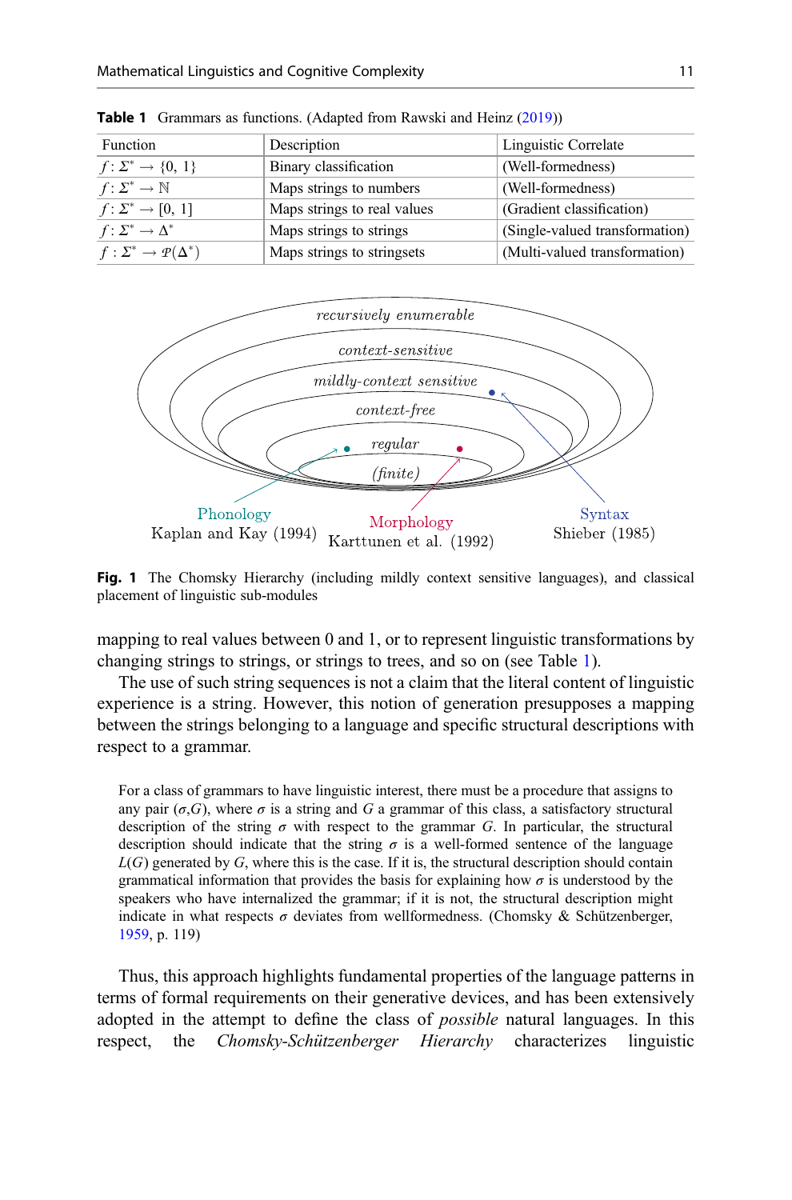**Table 1** Grammars as functions. (Adapted from Rawski and Heinz (2019))

| Function | Description | Linguistic Correlate |
|---|---|---|
| $f: \Sigma^* \rightarrow \{0, 1\}$ | Binary classification | (Well-formedness) |
| $f: \Sigma^* \rightarrow \mathbb{N}$ | Maps strings to numbers | (Well-formedness) |
| $f: \Sigma^* \rightarrow [0, 1]$ | Maps strings to real values | (Gradient classification) |
| $f: \Sigma^* \rightarrow \Delta^*$ | Maps strings to strings | (Single-valued transformation) |
| $f: \Sigma^* \rightarrow \mathcal{P}(\Delta^*)$ | Maps strings to stringsets | (Multi-valued transformation) |

**Fig. 1** The Chomsky Hierarchy (including mildly context sensitive languages), and classical placement of linguistic sub-modules

mapping to real values between 0 and 1, or to represent linguistic transformations by changing strings to strings, or strings to trees, and so on (see Table 1).

The use of such string sequences is not a claim that the literal content of linguistic experience is a string. However, this notion of generation presupposes a mapping between the strings belonging to a language and specific structural descriptions with respect to a grammar.

> For a class of grammars to have linguistic interest, there must be a procedure that assigns to any pair $(\sigma, G)$, where $\sigma$ is a string and $G$ a grammar of this class, a satisfactory structural description of the string $\sigma$ with respect to the grammar $G$. In particular, the structural description should indicate that the string $\sigma$ is a well-formed sentence of the language $L(G)$ generated by $G$, where this is the case. If it is, the structural description should contain grammatical information that provides the basis for explaining how $\sigma$ is understood by the speakers who have internalized the grammar; if it is not, the structural description might indicate in what respects $\sigma$ deviates from wellformedness. (Chomsky & Schützenberger, 1959, p. 119)

Thus, this approach highlights fundamental properties of the language patterns in terms of formal requirements on their generative devices, and has been extensively adopted in the attempt to define the class of *possible* natural languages. In this respect, the *Chomsky-Schützenberger Hierarchy* characterizes linguistic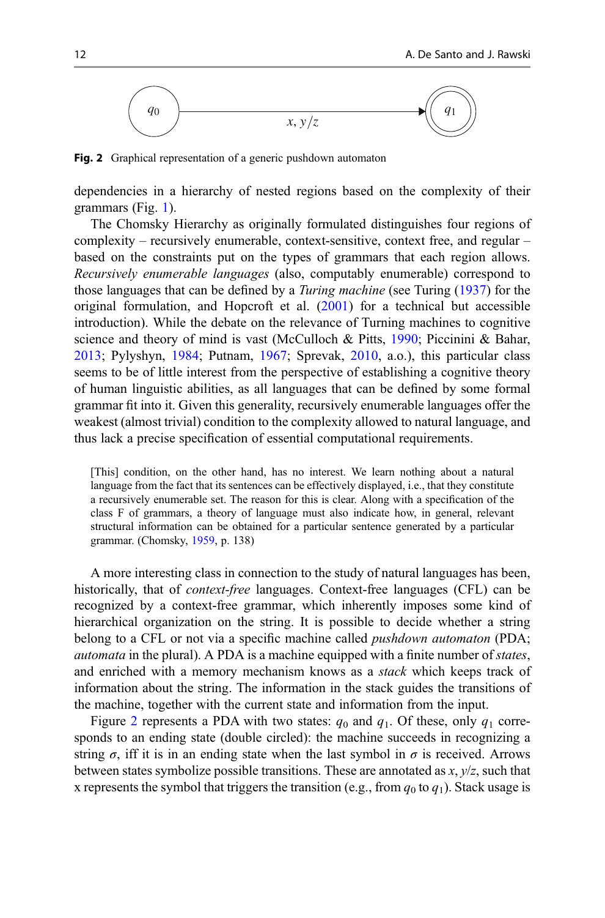**Fig. 2** Graphical representation of a generic pushdown automaton

dependencies in a hierarchy of nested regions based on the complexity of their grammars (Fig. 1).

The Chomsky Hierarchy as originally formulated distinguishes four regions of complexity – recursively enumerable, context-sensitive, context free, and regular – based on the constraints put on the types of grammars that each region allows. *Recursively enumerable languages* (also, computably enumerable) correspond to those languages that can be defined by a *Turing machine* (see Turing (1937) for the original formulation, and Hopcroft et al. (2001) for a technical but accessible introduction). While the debate on the relevance of Turning machines to cognitive science and theory of mind is vast (McCulloch & Pitts, 1990; Piccinini & Bahar, 2013; Pylyshyn, 1984; Putnam, 1967; Sprevak, 2010, a.o.), this particular class seems to be of little interest from the perspective of establishing a cognitive theory of human linguistic abilities, as all languages that can be defined by some formal grammar fit into it. Given this generality, recursively enumerable languages offer the weakest (almost trivial) condition to the complexity allowed to natural language, and thus lack a precise specification of essential computational requirements.

> [This] condition, on the other hand, has no interest. We learn nothing about a natural language from the fact that its sentences can be effectively displayed, i.e., that they constitute a recursively enumerable set. The reason for this is clear. Along with a specification of the class F of grammars, a theory of language must also indicate how, in general, relevant structural information can be obtained for a particular sentence generated by a particular grammar. (Chomsky, 1959, p. 138)

A more interesting class in connection to the study of natural languages has been, historically, that of *context-free* languages. Context-free languages (CFL) can be recognized by a context-free grammar, which inherently imposes some kind of hierarchical organization on the string. It is possible to decide whether a string belong to a CFL or not via a specific machine called *pushdown automaton* (PDA; *automata* in the plural). A PDA is a machine equipped with a finite number of *states*, and enriched with a memory mechanism knows as a *stack* which keeps track of information about the string. The information in the stack guides the transitions of the machine, together with the current state and information from the input.

Figure 2 represents a PDA with two states: $q_0$ and $q_1$. Of these, only $q_1$ corresponds to an ending state (double circled): the machine succeeds in recognizing a string $\sigma$, iff it is in an ending state when the last symbol in $\sigma$ is received. Arrows between states symbolize possible transitions. These are annotated as $x, y/z$, such that x represents the symbol that triggers the transition (e.g., from $q_0$ to $q_1$). Stack usage is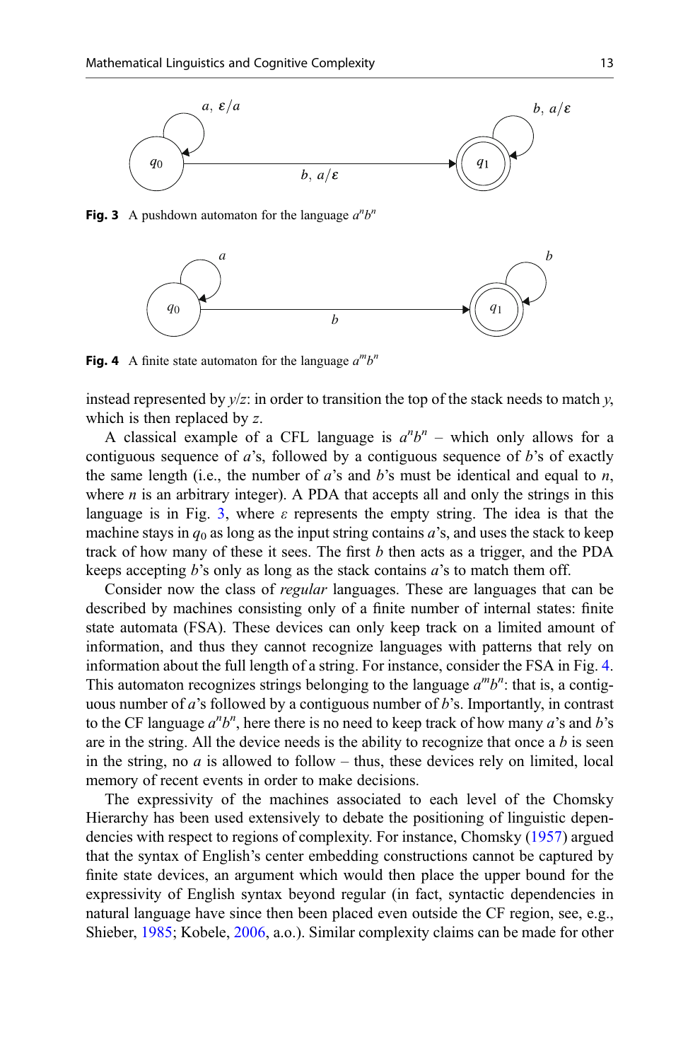**Fig. 3** A pushdown automaton for the language $a^n b^n$

**Fig. 4** A finite state automaton for the language $a^m b^n$

instead represented by $y/z$: in order to transition the top of the stack needs to match $y$, which is then replaced by $z$.

A classical example of a CFL language is $a^n b^n$ – which only allows for a contiguous sequence of $a$'s, followed by a contiguous sequence of $b$'s of exactly the same length (i.e., the number of $a$'s and $b$'s must be identical and equal to $n$, where $n$ is an arbitrary integer). A PDA that accepts all and only the strings in this language is in Fig. 3, where $\varepsilon$ represents the empty string. The idea is that the machine stays in $q_0$ as long as the input string contains $a$'s, and uses the stack to keep track of how many of these it sees. The first $b$ then acts as a trigger, and the PDA keeps accepting $b$'s only as long as the stack contains $a$'s to match them off.

Consider now the class of *regular* languages. These are languages that can be described by machines consisting only of a finite number of internal states: finite state automata (FSA). These devices can only keep track on a limited amount of information, and thus they cannot recognize languages with patterns that rely on information about the full length of a string. For instance, consider the FSA in Fig. 4. This automaton recognizes strings belonging to the language $a^m b^n$: that is, a contiguous number of $a$'s followed by a contiguous number of $b$'s. Importantly, in contrast to the CF language $a^n b^n$, here there is no need to keep track of how many $a$'s and $b$'s are in the string. All the device needs is the ability to recognize that once a $b$ is seen in the string, no $a$ is allowed to follow – thus, these devices rely on limited, local memory of recent events in order to make decisions.

The expressivity of the machines associated to each level of the Chomsky Hierarchy has been used extensively to debate the positioning of linguistic dependencies with respect to regions of complexity. For instance, Chomsky (1957) argued that the syntax of English's center embedding constructions cannot be captured by finite state devices, an argument which would then place the upper bound for the expressivity of English syntax beyond regular (in fact, syntactic dependencies in natural language have since then been placed even outside the CF region, see, e.g., Shieber, 1985; Kobele, 2006, a.o.). Similar complexity claims can be made for other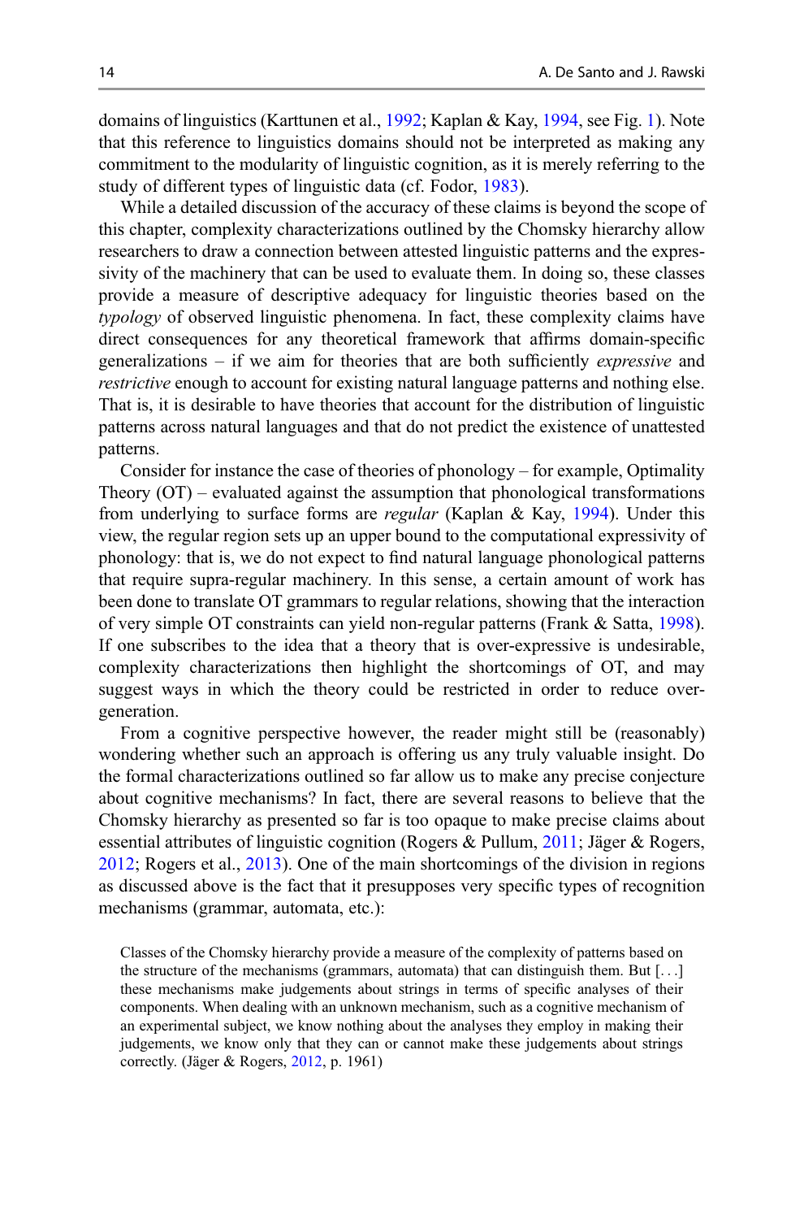domains of linguistics (Karttunen et al., 1992; Kaplan & Kay, 1994, see Fig. 1). Note that this reference to linguistics domains should not be interpreted as making any commitment to the modularity of linguistic cognition, as it is merely referring to the study of different types of linguistic data (cf. Fodor, 1983).

While a detailed discussion of the accuracy of these claims is beyond the scope of this chapter, complexity characterizations outlined by the Chomsky hierarchy allow researchers to draw a connection between attested linguistic patterns and the expressivity of the machinery that can be used to evaluate them. In doing so, these classes provide a measure of descriptive adequacy for linguistic theories based on the *typology* of observed linguistic phenomena. In fact, these complexity claims have direct consequences for any theoretical framework that affirms domain-specific generalizations – if we aim for theories that are both sufficiently *expressive* and *restrictive* enough to account for existing natural language patterns and nothing else. That is, it is desirable to have theories that account for the distribution of linguistic patterns across natural languages and that do not predict the existence of unattested patterns.

Consider for instance the case of theories of phonology – for example, Optimality Theory (OT) – evaluated against the assumption that phonological transformations from underlying to surface forms are *regular* (Kaplan & Kay, 1994). Under this view, the regular region sets up an upper bound to the computational expressivity of phonology: that is, we do not expect to find natural language phonological patterns that require supra-regular machinery. In this sense, a certain amount of work has been done to translate OT grammars to regular relations, showing that the interaction of very simple OT constraints can yield non-regular patterns (Frank & Satta, 1998). If one subscribes to the idea that a theory that is over-expressive is undesirable, complexity characterizations then highlight the shortcomings of OT, and may suggest ways in which the theory could be restricted in order to reduce over-generation.

From a cognitive perspective however, the reader might still be (reasonably) wondering whether such an approach is offering us any truly valuable insight. Do the formal characterizations outlined so far allow us to make any precise conjecture about cognitive mechanisms? In fact, there are several reasons to believe that the Chomsky hierarchy as presented so far is too opaque to make precise claims about essential attributes of linguistic cognition (Rogers & Pullum, 2011; Jäger & Rogers, 2012; Rogers et al., 2013). One of the main shortcomings of the division in regions as discussed above is the fact that it presupposes very specific types of recognition mechanisms (grammar, automata, etc.):

> Classes of the Chomsky hierarchy provide a measure of the complexity of patterns based on the structure of the mechanisms (grammars, automata) that can distinguish them. But [. . .] these mechanisms make judgements about strings in terms of specific analyses of their components. When dealing with an unknown mechanism, such as a cognitive mechanism of an experimental subject, we know nothing about the analyses they employ in making their judgements, we know only that they can or cannot make these judgements about strings correctly. (Jäger & Rogers, 2012, p. 1961)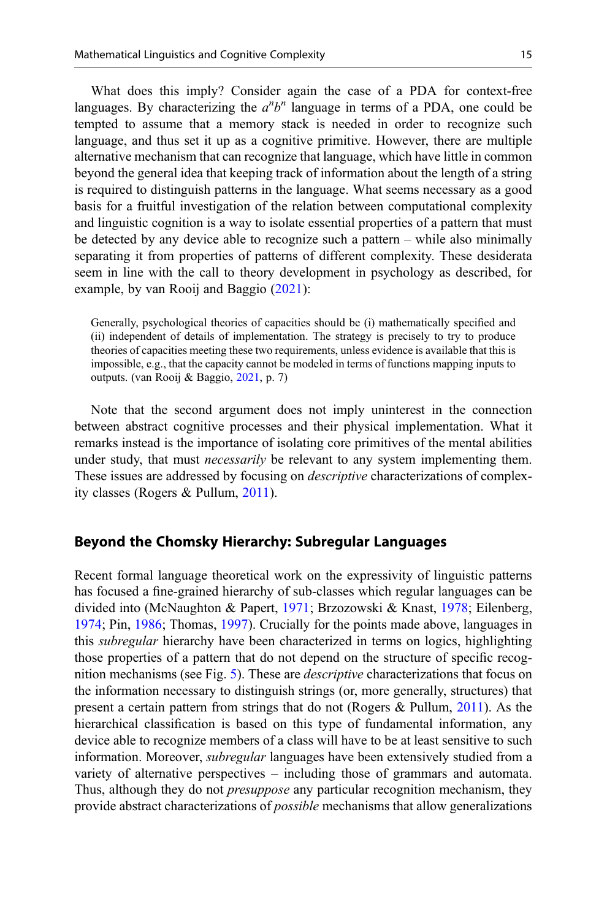What does this imply? Consider again the case of a PDA for context-free languages. By characterizing the $a^n b^n$ language in terms of a PDA, one could be tempted to assume that a memory stack is needed in order to recognize such language, and thus set it up as a cognitive primitive. However, there are multiple alternative mechanism that can recognize that language, which have little in common beyond the general idea that keeping track of information about the length of a string is required to distinguish patterns in the language. What seems necessary as a good basis for a fruitful investigation of the relation between computational complexity and linguistic cognition is a way to isolate essential properties of a pattern that must be detected by any device able to recognize such a pattern – while also minimally separating it from properties of patterns of different complexity. These desiderata seem in line with the call to theory development in psychology as described, for example, by van Rooij and Baggio (2021):

> Generally, psychological theories of capacities should be (i) mathematically specified and (ii) independent of details of implementation. The strategy is precisely to try to produce theories of capacities meeting these two requirements, unless evidence is available that this is impossible, e.g., that the capacity cannot be modeled in terms of functions mapping inputs to outputs. (van Rooij & Baggio, 2021, p. 7)

Note that the second argument does not imply uninterest in the connection between abstract cognitive processes and their physical implementation. What it remarks instead is the importance of isolating core primitives of the mental abilities under study, that must *necessarily* be relevant to any system implementing them. These issues are addressed by focusing on *descriptive* characterizations of complexity classes (Rogers & Pullum, 2011).

## Beyond the Chomsky Hierarchy: Subregular Languages

Recent formal language theoretical work on the expressivity of linguistic patterns has focused a fine-grained hierarchy of sub-classes which regular languages can be divided into (McNaughton & Papert, 1971; Brzozowski & Knast, 1978; Eilenberg, 1974; Pin, 1986; Thomas, 1997). Crucially for the points made above, languages in this *subregular* hierarchy have been characterized in terms on logics, highlighting those properties of a pattern that do not depend on the structure of specific recognition mechanisms (see Fig. 5). These are *descriptive* characterizations that focus on the information necessary to distinguish strings (or, more generally, structures) that present a certain pattern from strings that do not (Rogers & Pullum, 2011). As the hierarchical classification is based on this type of fundamental information, any device able to recognize members of a class will have to be at least sensitive to such information. Moreover, *subregular* languages have been extensively studied from a variety of alternative perspectives – including those of grammars and automata. Thus, although they do not *presuppose* any particular recognition mechanism, they provide abstract characterizations of *possible* mechanisms that allow generalizations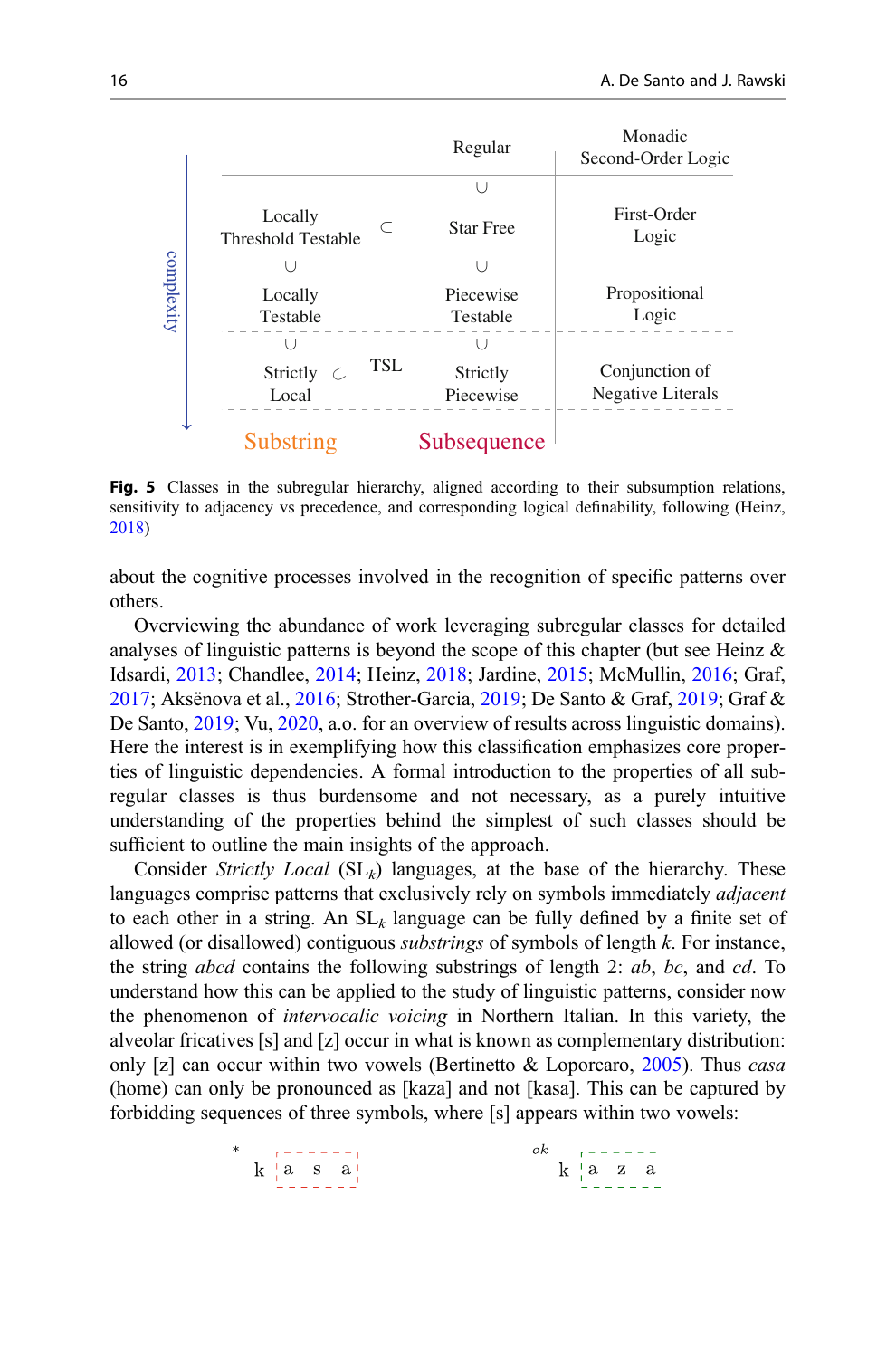|  | Regular | Monadic Second-Order Logic |
|---|---|---|
|  | ∪ |  |
| Locally Threshold Testable ⊂ | Star Free | First-Order Logic |
| ∪ | ∪ |  |
| Locally Testable | Piecewise Testable | Propositional Logic |
| ∪ | ∪ |  |
| Strictly Local ⊂ TSL | Strictly Piecewise | Conjunction of Negative Literals |
| Substring | Subsequence |  |

(complexity increases upward)

**Fig. 5** Classes in the subregular hierarchy, aligned according to their subsumption relations, sensitivity to adjacency vs precedence, and corresponding logical definability, following (Heinz, 2018)

about the cognitive processes involved in the recognition of specific patterns over others.

Overviewing the abundance of work leveraging subregular classes for detailed analyses of linguistic patterns is beyond the scope of this chapter (but see Heinz & Idsardi, 2013; Chandlee, 2014; Heinz, 2018; Jardine, 2015; McMullin, 2016; Graf, 2017; Aksënova et al., 2016; Strother-Garcia, 2019; De Santo & Graf, 2019; Graf & De Santo, 2019; Vu, 2020, a.o. for an overview of results across linguistic domains). Here the interest is in exemplifying how this classification emphasizes core properties of linguistic dependencies. A formal introduction to the properties of all subregular classes is thus burdensome and not necessary, as a purely intuitive understanding of the properties behind the simplest of such classes should be sufficient to outline the main insights of the approach.

Consider *Strictly Local* ($SL_k$) languages, at the base of the hierarchy. These languages comprise patterns that exclusively rely on symbols immediately *adjacent* to each other in a string. An $SL_k$ language can be fully defined by a finite set of allowed (or disallowed) contiguous *substrings* of symbols of length $k$. For instance, the string *abcd* contains the following substrings of length 2: *ab*, *bc*, and *cd*. To understand how this can be applied to the study of linguistic patterns, consider now the phenomenon of *intervocalic voicing* in Northern Italian. In this variety, the alveolar fricatives [s] and [z] occur in what is known as complementary distribution: only [z] can occur within two vowels (Bertinetto & Loporcaro, 2005). Thus *casa* (home) can only be pronounced as [kaza] and not [kasa]. This can be captured by forbidding sequences of three symbols, where [s] appears within two vowels:

$^{*}$ k [a s a]  $^{ok}$ k [a z a]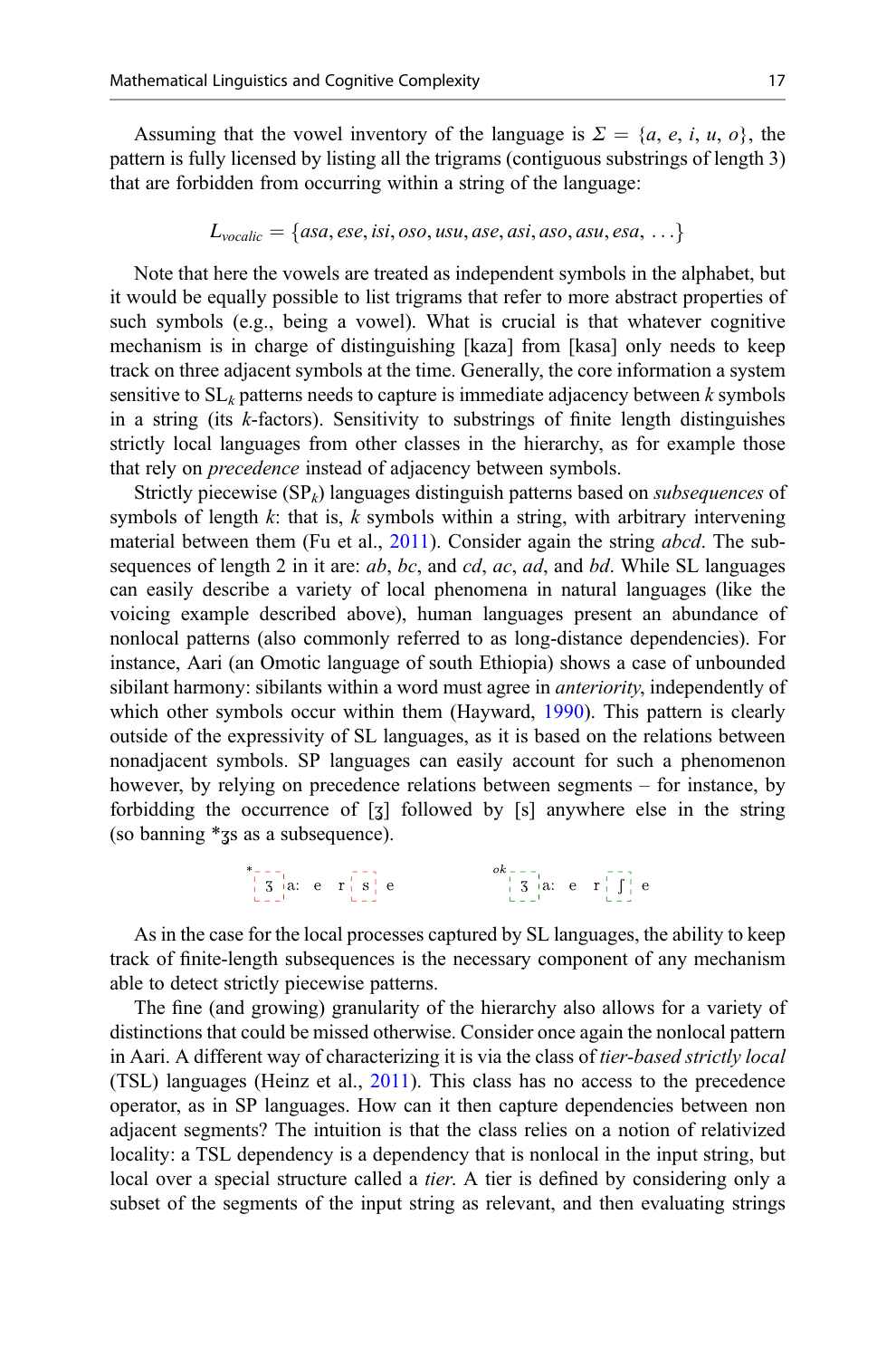Assuming that the vowel inventory of the language is $\Sigma = \{a, e, i, u, o\}$, the pattern is fully licensed by listing all the trigrams (contiguous substrings of length 3) that are forbidden from occurring within a string of the language:

$$L_{vocalic} = \{asa, ese, isi, oso, usu, ase, asi, aso, asu, esa, \ldots\}$$

Note that here the vowels are treated as independent symbols in the alphabet, but it would be equally possible to list trigrams that refer to more abstract properties of such symbols (e.g., being a vowel). What is crucial is that whatever cognitive mechanism is in charge of distinguishing [kaza] from [kasa] only needs to keep track on three adjacent symbols at the time. Generally, the core information a system sensitive to $\mathrm{SL}_k$ patterns needs to capture is immediate adjacency between $k$ symbols in a string (its $k$-factors). Sensitivity to substrings of finite length distinguishes strictly local languages from other classes in the hierarchy, as for example those that rely on *precedence* instead of adjacency between symbols.

Strictly piecewise ($\mathrm{SP}_k$) languages distinguish patterns based on *subsequences* of symbols of length $k$: that is, $k$ symbols within a string, with arbitrary intervening material between them (Fu et al., 2011). Consider again the string *abcd*. The subsequences of length 2 in it are: *ab*, *bc*, and *cd*, *ac*, *ad*, and *bd*. While SL languages can easily describe a variety of local phenomena in natural languages (like the voicing example described above), human languages present an abundance of nonlocal patterns (also commonly referred to as long-distance dependencies). For instance, Aari (an Omotic language of south Ethiopia) shows a case of unbounded sibilant harmony: sibilants within a word must agree in *anteriority*, independently of which other symbols occur within them (Hayward, 1990). This pattern is clearly outside of the expressivity of SL languages, as it is based on the relations between nonadjacent symbols. SP languages can easily account for such a phenomenon however, by relying on precedence relations between segments – for instance, by forbidding the occurrence of [ʒ] followed by [s] anywhere else in the string (so banning *ʒs as a subsequence).

*ʒ aː e r s e          ok ʒ aː e r ʃ e

As in the case for the local processes captured by SL languages, the ability to keep track of finite-length subsequences is the necessary component of any mechanism able to detect strictly piecewise patterns.

The fine (and growing) granularity of the hierarchy also allows for a variety of distinctions that could be missed otherwise. Consider once again the nonlocal pattern in Aari. A different way of characterizing it is via the class of *tier-based strictly local* (TSL) languages (Heinz et al., 2011). This class has no access to the precedence operator, as in SP languages. How can it then capture dependencies between non adjacent segments? The intuition is that the class relies on a notion of relativized locality: a TSL dependency is a dependency that is nonlocal in the input string, but local over a special structure called a *tier*. A tier is defined by considering only a subset of the segments of the input string as relevant, and then evaluating strings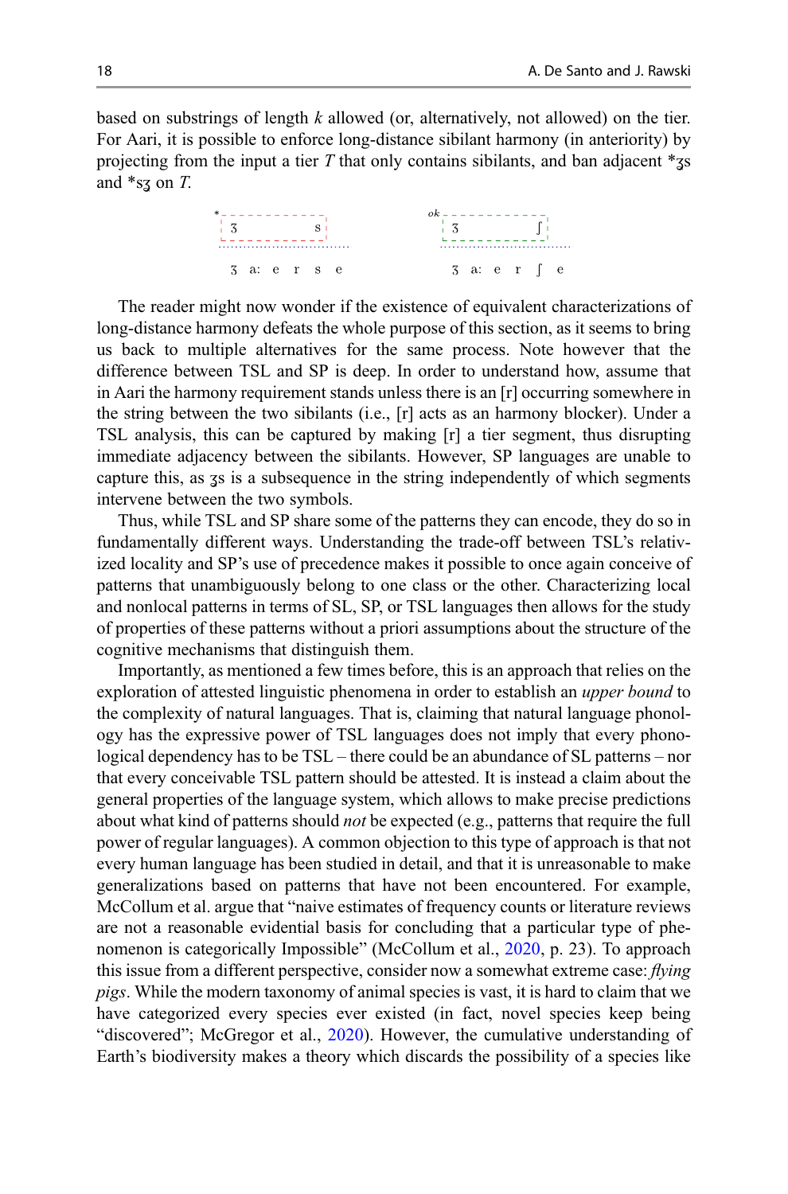based on substrings of length *k* allowed (or, alternatively, not allowed) on the tier. For Aari, it is possible to enforce long-distance sibilant harmony (in anteriority) by projecting from the input a tier *T* that only contains sibilants, and ban adjacent *ʒs and *sʒ on *T*.

```
*  ʒ           s              ok  ʒ           ʃ
   ʒ a: e r s e                   ʒ a: e r ʃ e
```

The reader might now wonder if the existence of equivalent characterizations of long-distance harmony defeats the whole purpose of this section, as it seems to bring us back to multiple alternatives for the same process. Note however that the difference between TSL and SP is deep. In order to understand how, assume that in Aari the harmony requirement stands unless there is an [r] occurring somewhere in the string between the two sibilants (i.e., [r] acts as an harmony blocker). Under a TSL analysis, this can be captured by making [r] a tier segment, thus disrupting immediate adjacency between the sibilants. However, SP languages are unable to capture this, as ʒs is a subsequence in the string independently of which segments intervene between the two symbols.

Thus, while TSL and SP share some of the patterns they can encode, they do so in fundamentally different ways. Understanding the trade-off between TSL's relativized locality and SP's use of precedence makes it possible to once again conceive of patterns that unambiguously belong to one class or the other. Characterizing local and nonlocal patterns in terms of SL, SP, or TSL languages then allows for the study of properties of these patterns without a priori assumptions about the structure of the cognitive mechanisms that distinguish them.

Importantly, as mentioned a few times before, this is an approach that relies on the exploration of attested linguistic phenomena in order to establish an *upper bound* to the complexity of natural languages. That is, claiming that natural language phonology has the expressive power of TSL languages does not imply that every phonological dependency has to be TSL – there could be an abundance of SL patterns – nor that every conceivable TSL pattern should be attested. It is instead a claim about the general properties of the language system, which allows to make precise predictions about what kind of patterns should *not* be expected (e.g., patterns that require the full power of regular languages). A common objection to this type of approach is that not every human language has been studied in detail, and that it is unreasonable to make generalizations based on patterns that have not been encountered. For example, McCollum et al. argue that "naive estimates of frequency counts or literature reviews are not a reasonable evidential basis for concluding that a particular type of phenomenon is categorically Impossible" (McCollum et al., 2020, p. 23). To approach this issue from a different perspective, consider now a somewhat extreme case: *flying pigs*. While the modern taxonomy of animal species is vast, it is hard to claim that we have categorized every species ever existed (in fact, novel species keep being "discovered"; McGregor et al., 2020). However, the cumulative understanding of Earth's biodiversity makes a theory which discards the possibility of a species like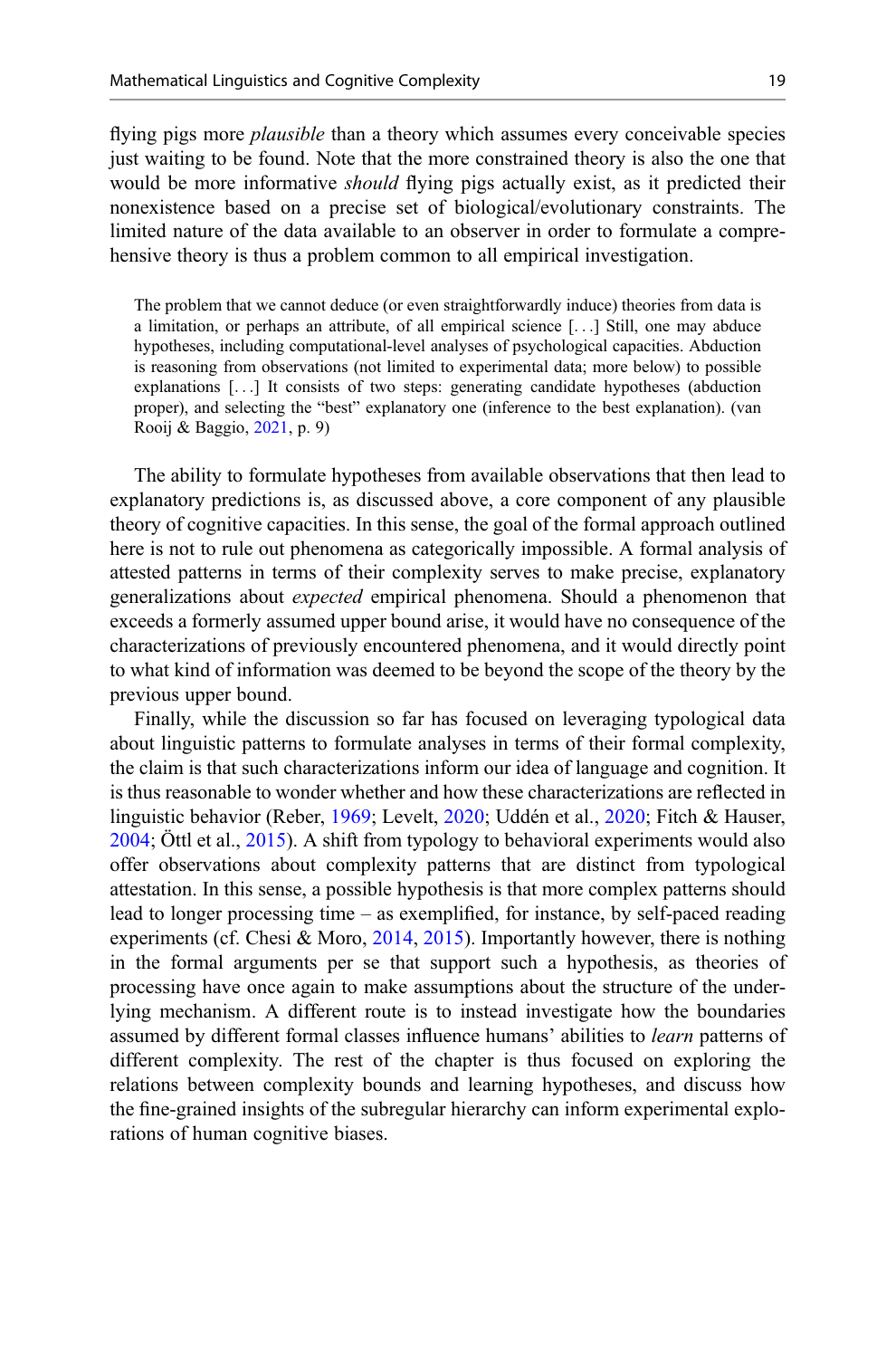flying pigs more *plausible* than a theory which assumes every conceivable species just waiting to be found. Note that the more constrained theory is also the one that would be more informative *should* flying pigs actually exist, as it predicted their nonexistence based on a precise set of biological/evolutionary constraints. The limited nature of the data available to an observer in order to formulate a comprehensive theory is thus a problem common to all empirical investigation.

> The problem that we cannot deduce (or even straightforwardly induce) theories from data is a limitation, or perhaps an attribute, of all empirical science [. . .] Still, one may abduce hypotheses, including computational-level analyses of psychological capacities. Abduction is reasoning from observations (not limited to experimental data; more below) to possible explanations [. . .] It consists of two steps: generating candidate hypotheses (abduction proper), and selecting the "best" explanatory one (inference to the best explanation). (van Rooij & Baggio, 2021, p. 9)

The ability to formulate hypotheses from available observations that then lead to explanatory predictions is, as discussed above, a core component of any plausible theory of cognitive capacities. In this sense, the goal of the formal approach outlined here is not to rule out phenomena as categorically impossible. A formal analysis of attested patterns in terms of their complexity serves to make precise, explanatory generalizations about *expected* empirical phenomena. Should a phenomenon that exceeds a formerly assumed upper bound arise, it would have no consequence of the characterizations of previously encountered phenomena, and it would directly point to what kind of information was deemed to be beyond the scope of the theory by the previous upper bound.

Finally, while the discussion so far has focused on leveraging typological data about linguistic patterns to formulate analyses in terms of their formal complexity, the claim is that such characterizations inform our idea of language and cognition. It is thus reasonable to wonder whether and how these characterizations are reflected in linguistic behavior (Reber, 1969; Levelt, 2020; Uddén et al., 2020; Fitch & Hauser, 2004; Öttl et al., 2015). A shift from typology to behavioral experiments would also offer observations about complexity patterns that are distinct from typological attestation. In this sense, a possible hypothesis is that more complex patterns should lead to longer processing time – as exemplified, for instance, by self-paced reading experiments (cf. Chesi & Moro, 2014, 2015). Importantly however, there is nothing in the formal arguments per se that support such a hypothesis, as theories of processing have once again to make assumptions about the structure of the underlying mechanism. A different route is to instead investigate how the boundaries assumed by different formal classes influence humans' abilities to *learn* patterns of different complexity. The rest of the chapter is thus focused on exploring the relations between complexity bounds and learning hypotheses, and discuss how the fine-grained insights of the subregular hierarchy can inform experimental explorations of human cognitive biases.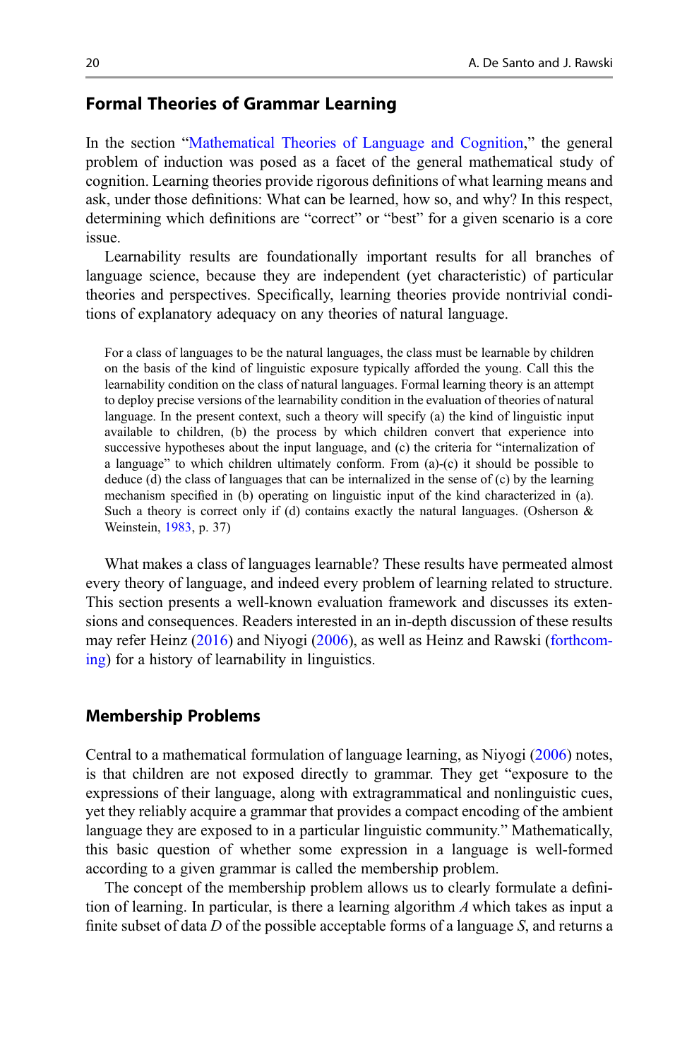## Formal Theories of Grammar Learning

In the section "Mathematical Theories of Language and Cognition," the general problem of induction was posed as a facet of the general mathematical study of cognition. Learning theories provide rigorous definitions of what learning means and ask, under those definitions: What can be learned, how so, and why? In this respect, determining which definitions are "correct" or "best" for a given scenario is a core issue.

Learnability results are foundationally important results for all branches of language science, because they are independent (yet characteristic) of particular theories and perspectives. Specifically, learning theories provide nontrivial conditions of explanatory adequacy on any theories of natural language.

> For a class of languages to be the natural languages, the class must be learnable by children on the basis of the kind of linguistic exposure typically afforded the young. Call this the learnability condition on the class of natural languages. Formal learning theory is an attempt to deploy precise versions of the learnability condition in the evaluation of theories of natural language. In the present context, such a theory will specify (a) the kind of linguistic input available to children, (b) the process by which children convert that experience into successive hypotheses about the input language, and (c) the criteria for "internalization of a language" to which children ultimately conform. From (a)-(c) it should be possible to deduce (d) the class of languages that can be internalized in the sense of (c) by the learning mechanism specified in (b) operating on linguistic input of the kind characterized in (a). Such a theory is correct only if (d) contains exactly the natural languages. (Osherson & Weinstein, 1983, p. 37)

What makes a class of languages learnable? These results have permeated almost every theory of language, and indeed every problem of learning related to structure. This section presents a well-known evaluation framework and discusses its extensions and consequences. Readers interested in an in-depth discussion of these results may refer Heinz (2016) and Niyogi (2006), as well as Heinz and Rawski (forthcoming) for a history of learnability in linguistics.

## Membership Problems

Central to a mathematical formulation of language learning, as Niyogi (2006) notes, is that children are not exposed directly to grammar. They get "exposure to the expressions of their language, along with extragrammatical and nonlinguistic cues, yet they reliably acquire a grammar that provides a compact encoding of the ambient language they are exposed to in a particular linguistic community." Mathematically, this basic question of whether some expression in a language is well-formed according to a given grammar is called the membership problem.

The concept of the membership problem allows us to clearly formulate a definition of learning. In particular, is there a learning algorithm $A$ which takes as input a finite subset of data $D$ of the possible acceptable forms of a language $S$, and returns a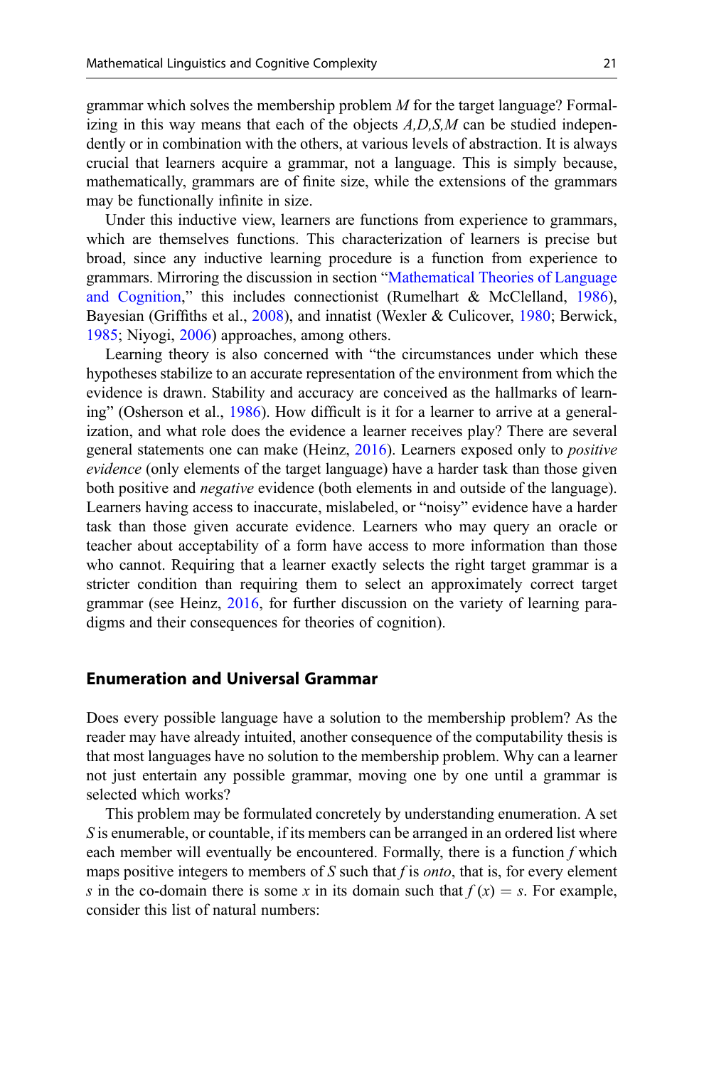grammar which solves the membership problem $M$ for the target language? Formalizing in this way means that each of the objects $A,D,S,M$ can be studied independently or in combination with the others, at various levels of abstraction. It is always crucial that learners acquire a grammar, not a language. This is simply because, mathematically, grammars are of finite size, while the extensions of the grammars may be functionally infinite in size.

Under this inductive view, learners are functions from experience to grammars, which are themselves functions. This characterization of learners is precise but broad, since any inductive learning procedure is a function from experience to grammars. Mirroring the discussion in section "Mathematical Theories of Language and Cognition," this includes connectionist (Rumelhart & McClelland, 1986), Bayesian (Griffiths et al., 2008), and innatist (Wexler & Culicover, 1980; Berwick, 1985; Niyogi, 2006) approaches, among others.

Learning theory is also concerned with "the circumstances under which these hypotheses stabilize to an accurate representation of the environment from which the evidence is drawn. Stability and accuracy are conceived as the hallmarks of learning" (Osherson et al., 1986). How difficult is it for a learner to arrive at a generalization, and what role does the evidence a learner receives play? There are several general statements one can make (Heinz, 2016). Learners exposed only to *positive evidence* (only elements of the target language) have a harder task than those given both positive and *negative* evidence (both elements in and outside of the language). Learners having access to inaccurate, mislabeled, or "noisy" evidence have a harder task than those given accurate evidence. Learners who may query an oracle or teacher about acceptability of a form have access to more information than those who cannot. Requiring that a learner exactly selects the right target grammar is a stricter condition than requiring them to select an approximately correct target grammar (see Heinz, 2016, for further discussion on the variety of learning paradigms and their consequences for theories of cognition).

## Enumeration and Universal Grammar

Does every possible language have a solution to the membership problem? As the reader may have already intuited, another consequence of the computability thesis is that most languages have no solution to the membership problem. Why can a learner not just entertain any possible grammar, moving one by one until a grammar is selected which works?

This problem may be formulated concretely by understanding enumeration. A set $S$ is enumerable, or countable, if its members can be arranged in an ordered list where each member will eventually be encountered. Formally, there is a function $f$ which maps positive integers to members of $S$ such that $f$ is *onto*, that is, for every element $s$ in the co-domain there is some $x$ in its domain such that $f(x) = s$. For example, consider this list of natural numbers: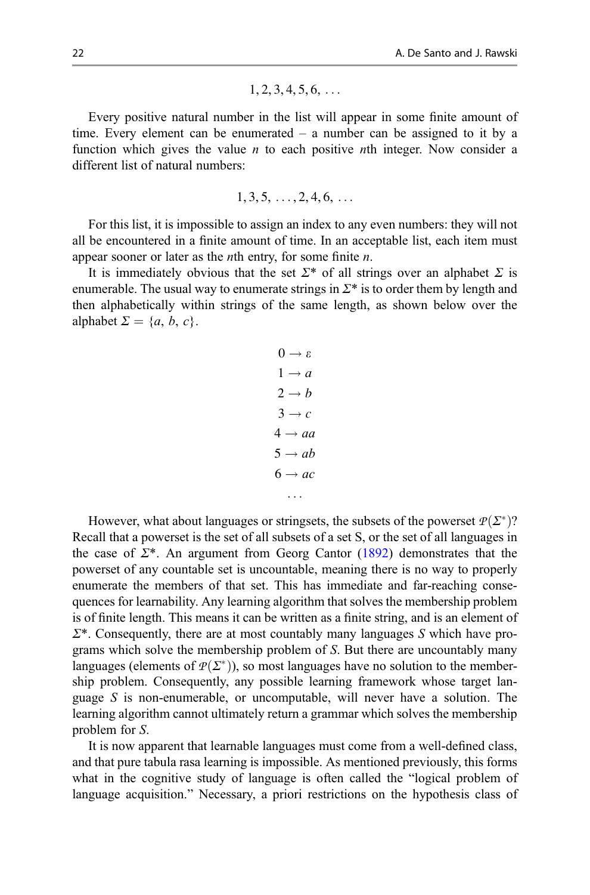$$1, 2, 3, 4, 5, 6, \ldots$$

Every positive natural number in the list will appear in some finite amount of time. Every element can be enumerated – a number can be assigned to it by a function which gives the value $n$ to each positive $n$th integer. Now consider a different list of natural numbers:

$$1, 3, 5, \ldots, 2, 4, 6, \ldots$$

For this list, it is impossible to assign an index to any even numbers: they will not all be encountered in a finite amount of time. In an acceptable list, each item must appear sooner or later as the $n$th entry, for some finite $n$.

It is immediately obvious that the set $\Sigma^*$ of all strings over an alphabet $\Sigma$ is enumerable. The usual way to enumerate strings in $\Sigma^*$ is to order them by length and then alphabetically within strings of the same length, as shown below over the alphabet $\Sigma = \{a, b, c\}$.

$$
\begin{aligned}
0 &\rightarrow \varepsilon \\
1 &\rightarrow a \\
2 &\rightarrow b \\
3 &\rightarrow c \\
4 &\rightarrow aa \\
5 &\rightarrow ab \\
6 &\rightarrow ac \\
&\ldots
\end{aligned}
$$

However, what about languages or stringsets, the subsets of the powerset $\mathcal{P}(\Sigma^*)$? Recall that a powerset is the set of all subsets of a set S, or the set of all languages in the case of $\Sigma^*$. An argument from Georg Cantor (1892) demonstrates that the powerset of any countable set is uncountable, meaning there is no way to properly enumerate the members of that set. This has immediate and far-reaching consequences for learnability. Any learning algorithm that solves the membership problem is of finite length. This means it can be written as a finite string, and is an element of $\Sigma^*$. Consequently, there are at most countably many languages $S$ which have programs which solve the membership problem of $S$. But there are uncountably many languages (elements of $\mathcal{P}(\Sigma^*)$), so most languages have no solution to the membership problem. Consequently, any possible learning framework whose target language $S$ is non-enumerable, or uncomputable, will never have a solution. The learning algorithm cannot ultimately return a grammar which solves the membership problem for $S$.

It is now apparent that learnable languages must come from a well-defined class, and that pure tabula rasa learning is impossible. As mentioned previously, this forms what in the cognitive study of language is often called the "logical problem of language acquisition." Necessary, a priori restrictions on the hypothesis class of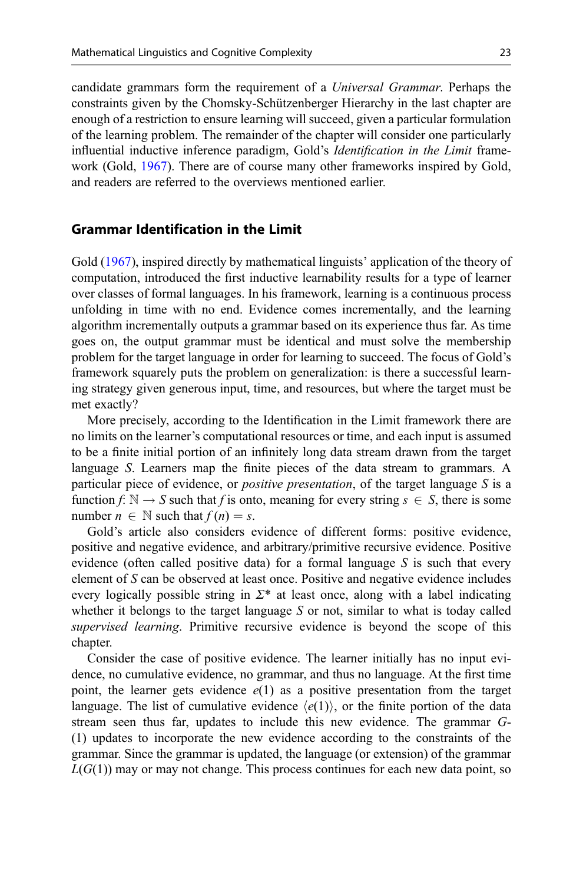candidate grammars form the requirement of a *Universal Grammar*. Perhaps the constraints given by the Chomsky-Schützenberger Hierarchy in the last chapter are enough of a restriction to ensure learning will succeed, given a particular formulation of the learning problem. The remainder of the chapter will consider one particularly influential inductive inference paradigm, Gold's *Identification in the Limit* framework (Gold, 1967). There are of course many other frameworks inspired by Gold, and readers are referred to the overviews mentioned earlier.

## Grammar Identification in the Limit

Gold (1967), inspired directly by mathematical linguists' application of the theory of computation, introduced the first inductive learnability results for a type of learner over classes of formal languages. In his framework, learning is a continuous process unfolding in time with no end. Evidence comes incrementally, and the learning algorithm incrementally outputs a grammar based on its experience thus far. As time goes on, the output grammar must be identical and must solve the membership problem for the target language in order for learning to succeed. The focus of Gold's framework squarely puts the problem on generalization: is there a successful learning strategy given generous input, time, and resources, but where the target must be met exactly?

More precisely, according to the Identification in the Limit framework there are no limits on the learner's computational resources or time, and each input is assumed to be a finite initial portion of an infinitely long data stream drawn from the target language $S$. Learners map the finite pieces of the data stream to grammars. A particular piece of evidence, or *positive presentation*, of the target language $S$ is a function $f: \mathbb{N} \rightarrow S$ such that $f$ is onto, meaning for every string $s \in S$, there is some number $n \in \mathbb{N}$ such that $f(n) = s$.

Gold's article also considers evidence of different forms: positive evidence, positive and negative evidence, and arbitrary/primitive recursive evidence. Positive evidence (often called positive data) for a formal language $S$ is such that every element of $S$ can be observed at least once. Positive and negative evidence includes every logically possible string in $\Sigma^*$ at least once, along with a label indicating whether it belongs to the target language $S$ or not, similar to what is today called *supervised learning*. Primitive recursive evidence is beyond the scope of this chapter.

Consider the case of positive evidence. The learner initially has no input evidence, no cumulative evidence, no grammar, and thus no language. At the first time point, the learner gets evidence $e(1)$ as a positive presentation from the target language. The list of cumulative evidence $\langle e(1) \rangle$, or the finite portion of the data stream seen thus far, updates to include this new evidence. The grammar $G$-(1) updates to incorporate the new evidence according to the constraints of the grammar. Since the grammar is updated, the language (or extension) of the grammar $L(G(1))$ may or may not change. This process continues for each new data point, so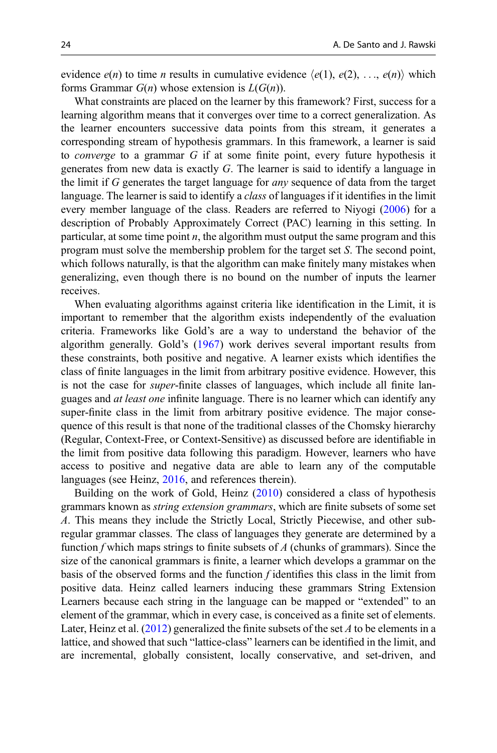evidence $e(n)$ to time $n$ results in cumulative evidence $\langle e(1), e(2), \ldots, e(n)\rangle$ which forms Grammar $G(n)$ whose extension is $L(G(n))$.

What constraints are placed on the learner by this framework? First, success for a learning algorithm means that it converges over time to a correct generalization. As the learner encounters successive data points from this stream, it generates a corresponding stream of hypothesis grammars. In this framework, a learner is said to *converge* to a grammar $G$ if at some finite point, every future hypothesis it generates from new data is exactly $G$. The learner is said to identify a language in the limit if $G$ generates the target language for *any* sequence of data from the target language. The learner is said to identify a *class* of languages if it identifies in the limit every member language of the class. Readers are referred to Niyogi (2006) for a description of Probably Approximately Correct (PAC) learning in this setting. In particular, at some time point $n$, the algorithm must output the same program and this program must solve the membership problem for the target set $S$. The second point, which follows naturally, is that the algorithm can make finitely many mistakes when generalizing, even though there is no bound on the number of inputs the learner receives.

When evaluating algorithms against criteria like identification in the Limit, it is important to remember that the algorithm exists independently of the evaluation criteria. Frameworks like Gold's are a way to understand the behavior of the algorithm generally. Gold's (1967) work derives several important results from these constraints, both positive and negative. A learner exists which identifies the class of finite languages in the limit from arbitrary positive evidence. However, this is not the case for *super*-finite classes of languages, which include all finite languages and *at least one* infinite language. There is no learner which can identify any super-finite class in the limit from arbitrary positive evidence. The major consequence of this result is that none of the traditional classes of the Chomsky hierarchy (Regular, Context-Free, or Context-Sensitive) as discussed before are identifiable in the limit from positive data following this paradigm. However, learners who have access to positive and negative data are able to learn any of the computable languages (see Heinz, 2016, and references therein).

Building on the work of Gold, Heinz (2010) considered a class of hypothesis grammars known as *string extension grammars*, which are finite subsets of some set $A$. This means they include the Strictly Local, Strictly Piecewise, and other subregular grammar classes. The class of languages they generate are determined by a function $f$ which maps strings to finite subsets of $A$ (chunks of grammars). Since the size of the canonical grammars is finite, a learner which develops a grammar on the basis of the observed forms and the function $f$ identifies this class in the limit from positive data. Heinz called learners inducing these grammars String Extension Learners because each string in the language can be mapped or "extended" to an element of the grammar, which in every case, is conceived as a finite set of elements. Later, Heinz et al. (2012) generalized the finite subsets of the set $A$ to be elements in a lattice, and showed that such "lattice-class" learners can be identified in the limit, and are incremental, globally consistent, locally conservative, and set-driven, and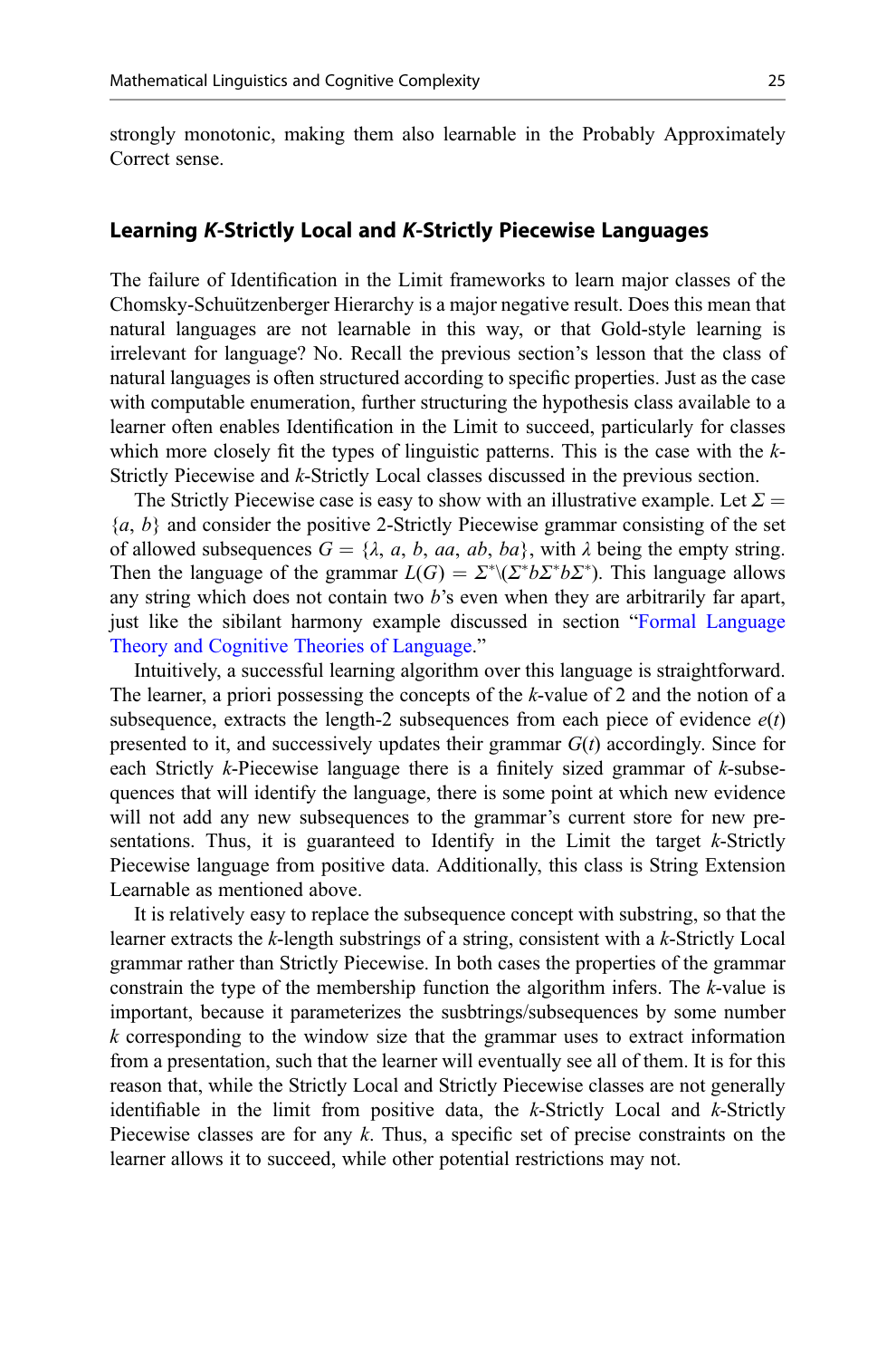strongly monotonic, making them also learnable in the Probably Approximately Correct sense.

### Learning *K*-Strictly Local and *K*-Strictly Piecewise Languages

The failure of Identification in the Limit frameworks to learn major classes of the Chomsky-Schuützenberger Hierarchy is a major negative result. Does this mean that natural languages are not learnable in this way, or that Gold-style learning is irrelevant for language? No. Recall the previous section's lesson that the class of natural languages is often structured according to specific properties. Just as the case with computable enumeration, further structuring the hypothesis class available to a learner often enables Identification in the Limit to succeed, particularly for classes which more closely fit the types of linguistic patterns. This is the case with the *k*-Strictly Piecewise and *k*-Strictly Local classes discussed in the previous section.

The Strictly Piecewise case is easy to show with an illustrative example. Let $\Sigma = \{a, b\}$ and consider the positive 2-Strictly Piecewise grammar consisting of the set of allowed subsequences $G = \{\lambda, a, b, aa, ab, ba\}$, with $\lambda$ being the empty string. Then the language of the grammar $L(G) = \Sigma^{*} \backslash (\Sigma^{*} b \Sigma^{*} b \Sigma^{*})$. This language allows any string which does not contain two $b$'s even when they are arbitrarily far apart, just like the sibilant harmony example discussed in section "Formal Language Theory and Cognitive Theories of Language."

Intuitively, a successful learning algorithm over this language is straightforward. The learner, a priori possessing the concepts of the *k*-value of 2 and the notion of a subsequence, extracts the length-2 subsequences from each piece of evidence $e(t)$ presented to it, and successively updates their grammar $G(t)$ accordingly. Since for each Strictly *k*-Piecewise language there is a finitely sized grammar of *k*-subsequences that will identify the language, there is some point at which new evidence will not add any new subsequences to the grammar's current store for new presentations. Thus, it is guaranteed to Identify in the Limit the target *k*-Strictly Piecewise language from positive data. Additionally, this class is String Extension Learnable as mentioned above.

It is relatively easy to replace the subsequence concept with substring, so that the learner extracts the *k*-length substrings of a string, consistent with a *k*-Strictly Local grammar rather than Strictly Piecewise. In both cases the properties of the grammar constrain the type of the membership function the algorithm infers. The *k*-value is important, because it parameterizes the susbtrings/subsequences by some number *k* corresponding to the window size that the grammar uses to extract information from a presentation, such that the learner will eventually see all of them. It is for this reason that, while the Strictly Local and Strictly Piecewise classes are not generally identifiable in the limit from positive data, the *k*-Strictly Local and *k*-Strictly Piecewise classes are for any *k*. Thus, a specific set of precise constraints on the learner allows it to succeed, while other potential restrictions may not.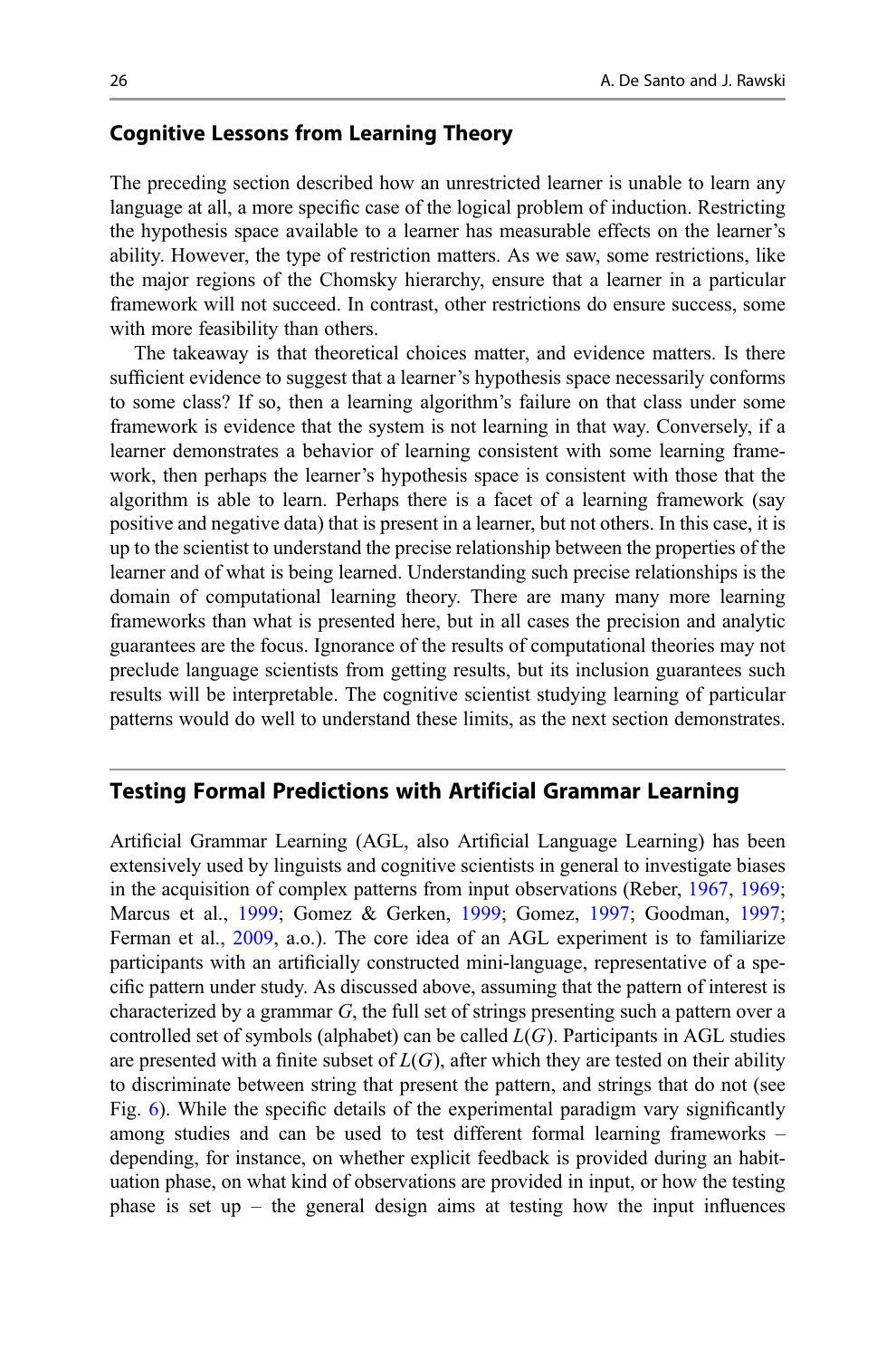## Cognitive Lessons from Learning Theory

The preceding section described how an unrestricted learner is unable to learn any language at all, a more specific case of the logical problem of induction. Restricting the hypothesis space available to a learner has measurable effects on the learner's ability. However, the type of restriction matters. As we saw, some restrictions, like the major regions of the Chomsky hierarchy, ensure that a learner in a particular framework will not succeed. In contrast, other restrictions do ensure success, some with more feasibility than others.

The takeaway is that theoretical choices matter, and evidence matters. Is there sufficient evidence to suggest that a learner's hypothesis space necessarily conforms to some class? If so, then a learning algorithm's failure on that class under some framework is evidence that the system is not learning in that way. Conversely, if a learner demonstrates a behavior of learning consistent with some learning framework, then perhaps the learner's hypothesis space is consistent with those that the algorithm is able to learn. Perhaps there is a facet of a learning framework (say positive and negative data) that is present in a learner, but not others. In this case, it is up to the scientist to understand the precise relationship between the properties of the learner and of what is being learned. Understanding such precise relationships is the domain of computational learning theory. There are many many more learning frameworks than what is presented here, but in all cases the precision and analytic guarantees are the focus. Ignorance of the results of computational theories may not preclude language scientists from getting results, but its inclusion guarantees such results will be interpretable. The cognitive scientist studying learning of particular patterns would do well to understand these limits, as the next section demonstrates.

## Testing Formal Predictions with Artificial Grammar Learning

Artificial Grammar Learning (AGL, also Artificial Language Learning) has been extensively used by linguists and cognitive scientists in general to investigate biases in the acquisition of complex patterns from input observations (Reber, 1967, 1969; Marcus et al., 1999; Gomez & Gerken, 1999; Gomez, 1997; Goodman, 1997; Ferman et al., 2009, a.o.). The core idea of an AGL experiment is to familiarize participants with an artificially constructed mini-language, representative of a specific pattern under study. As discussed above, assuming that the pattern of interest is characterized by a grammar $G$, the full set of strings presenting such a pattern over a controlled set of symbols (alphabet) can be called $L(G)$. Participants in AGL studies are presented with a finite subset of $L(G)$, after which they are tested on their ability to discriminate between string that present the pattern, and strings that do not (see Fig. 6). While the specific details of the experimental paradigm vary significantly among studies and can be used to test different formal learning frameworks – depending, for instance, on whether explicit feedback is provided during an habituation phase, on what kind of observations are provided in input, or how the testing phase is set up – the general design aims at testing how the input influences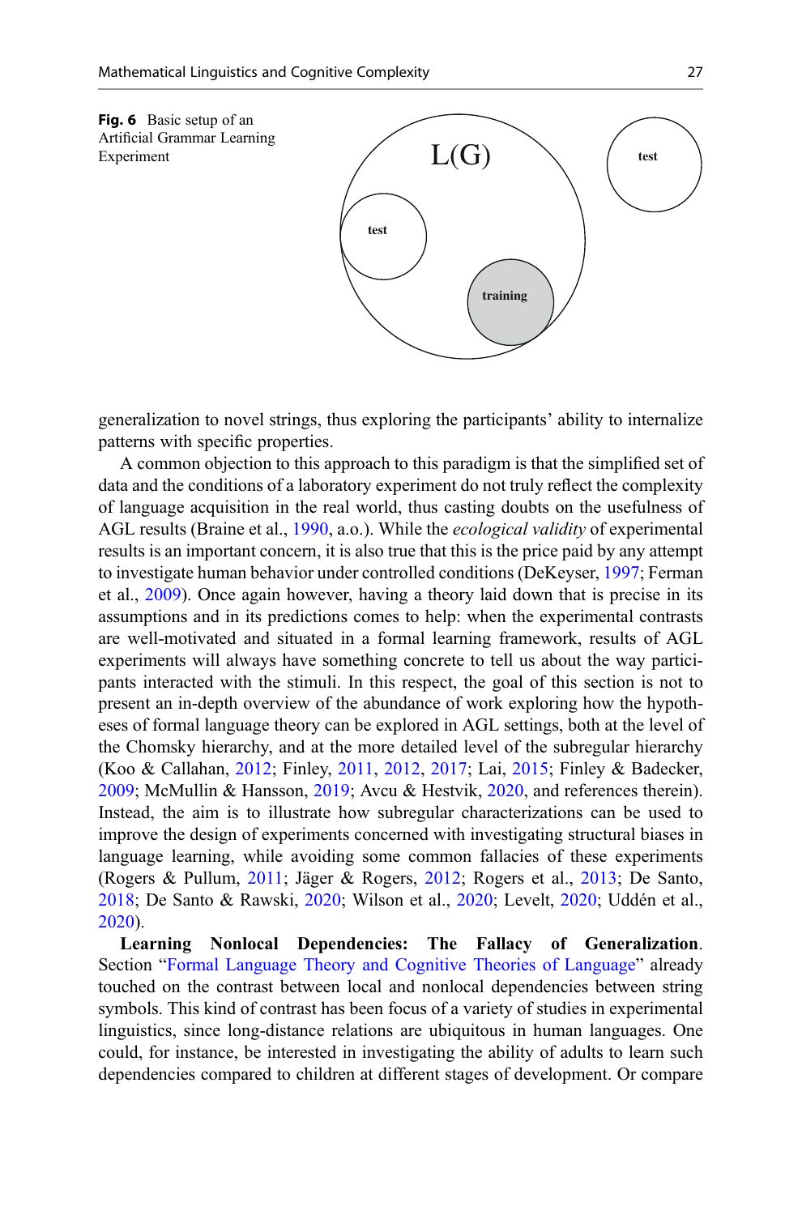**Fig. 6** Basic setup of an Artificial Grammar Learning Experiment

generalization to novel strings, thus exploring the participants' ability to internalize patterns with specific properties.

A common objection to this approach to this paradigm is that the simplified set of data and the conditions of a laboratory experiment do not truly reflect the complexity of language acquisition in the real world, thus casting doubts on the usefulness of AGL results (Braine et al., 1990, a.o.). While the *ecological validity* of experimental results is an important concern, it is also true that this is the price paid by any attempt to investigate human behavior under controlled conditions (DeKeyser, 1997; Ferman et al., 2009). Once again however, having a theory laid down that is precise in its assumptions and in its predictions comes to help: when the experimental contrasts are well-motivated and situated in a formal learning framework, results of AGL experiments will always have something concrete to tell us about the way participants interacted with the stimuli. In this respect, the goal of this section is not to present an in-depth overview of the abundance of work exploring how the hypotheses of formal language theory can be explored in AGL settings, both at the level of the Chomsky hierarchy, and at the more detailed level of the subregular hierarchy (Koo & Callahan, 2012; Finley, 2011, 2012, 2017; Lai, 2015; Finley & Badecker, 2009; McMullin & Hansson, 2019; Avcu & Hestvik, 2020, and references therein). Instead, the aim is to illustrate how subregular characterizations can be used to improve the design of experiments concerned with investigating structural biases in language learning, while avoiding some common fallacies of these experiments (Rogers & Pullum, 2011; Jäger & Rogers, 2012; Rogers et al., 2013; De Santo, 2018; De Santo & Rawski, 2020; Wilson et al., 2020; Levelt, 2020; Uddén et al., 2020).

**Learning Nonlocal Dependencies: The Fallacy of Generalization**. Section "Formal Language Theory and Cognitive Theories of Language" already touched on the contrast between local and nonlocal dependencies between string symbols. This kind of contrast has been focus of a variety of studies in experimental linguistics, since long-distance relations are ubiquitous in human languages. One could, for instance, be interested in investigating the ability of adults to learn such dependencies compared to children at different stages of development. Or compare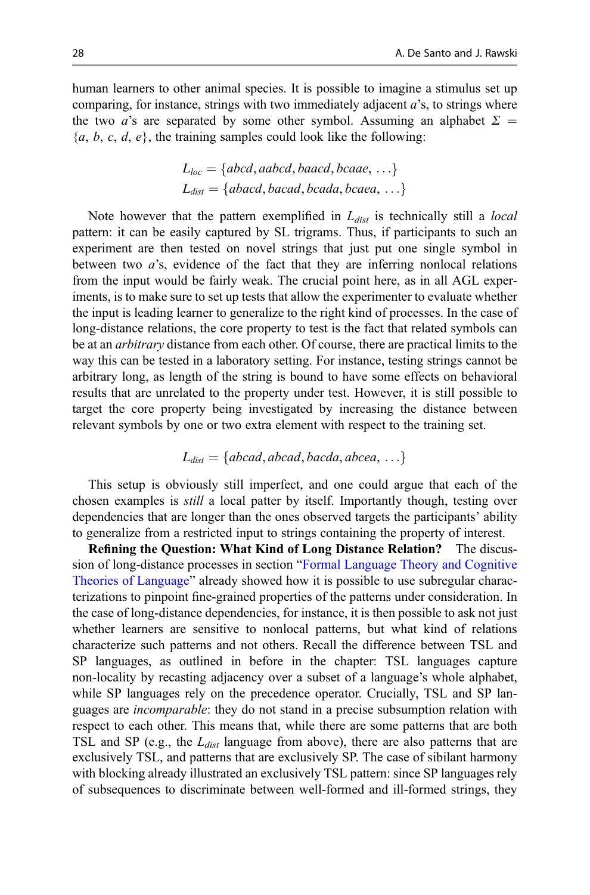human learners to other animal species. It is possible to imagine a stimulus set up comparing, for instance, strings with two immediately adjacent *a*'s, to strings where the two *a*'s are separated by some other symbol. Assuming an alphabet $\Sigma = \{a, b, c, d, e\}$, the training samples could look like the following:

$$L_{loc} = \{abcd, aabcd, baacd, bcaae, \ldots\}$$
$$L_{dist} = \{abacd, bacad, bcada, bcaea, \ldots\}$$

Note however that the pattern exemplified in $L_{dist}$ is technically still a *local* pattern: it can be easily captured by SL trigrams. Thus, if participants to such an experiment are then tested on novel strings that just put one single symbol in between two *a*'s, evidence of the fact that they are inferring nonlocal relations from the input would be fairly weak. The crucial point here, as in all AGL experiments, is to make sure to set up tests that allow the experimenter to evaluate whether the input is leading learner to generalize to the right kind of processes. In the case of long-distance relations, the core property to test is the fact that related symbols can be at an *arbitrary* distance from each other. Of course, there are practical limits to the way this can be tested in a laboratory setting. For instance, testing strings cannot be arbitrary long, as length of the string is bound to have some effects on behavioral results that are unrelated to the property under test. However, it is still possible to target the core property being investigated by increasing the distance between relevant symbols by one or two extra element with respect to the training set.

$$L_{dist} = \{abcad, abcad, bacda, abcea, \ldots\}$$

This setup is obviously still imperfect, and one could argue that each of the chosen examples is *still* a local patter by itself. Importantly though, testing over dependencies that are longer than the ones observed targets the participants' ability to generalize from a restricted input to strings containing the property of interest.

**Refining the Question: What Kind of Long Distance Relation?** The discussion of long-distance processes in section "Formal Language Theory and Cognitive Theories of Language" already showed how it is possible to use subregular characterizations to pinpoint fine-grained properties of the patterns under consideration. In the case of long-distance dependencies, for instance, it is then possible to ask not just whether learners are sensitive to nonlocal patterns, but what kind of relations characterize such patterns and not others. Recall the difference between TSL and SP languages, as outlined in before in the chapter: TSL languages capture non-locality by recasting adjacency over a subset of a language's whole alphabet, while SP languages rely on the precedence operator. Crucially, TSL and SP languages are *incomparable*: they do not stand in a precise subsumption relation with respect to each other. This means that, while there are some patterns that are both TSL and SP (e.g., the $L_{dist}$ language from above), there are also patterns that are exclusively TSL, and patterns that are exclusively SP. The case of sibilant harmony with blocking already illustrated an exclusively TSL pattern: since SP languages rely of subsequences to discriminate between well-formed and ill-formed strings, they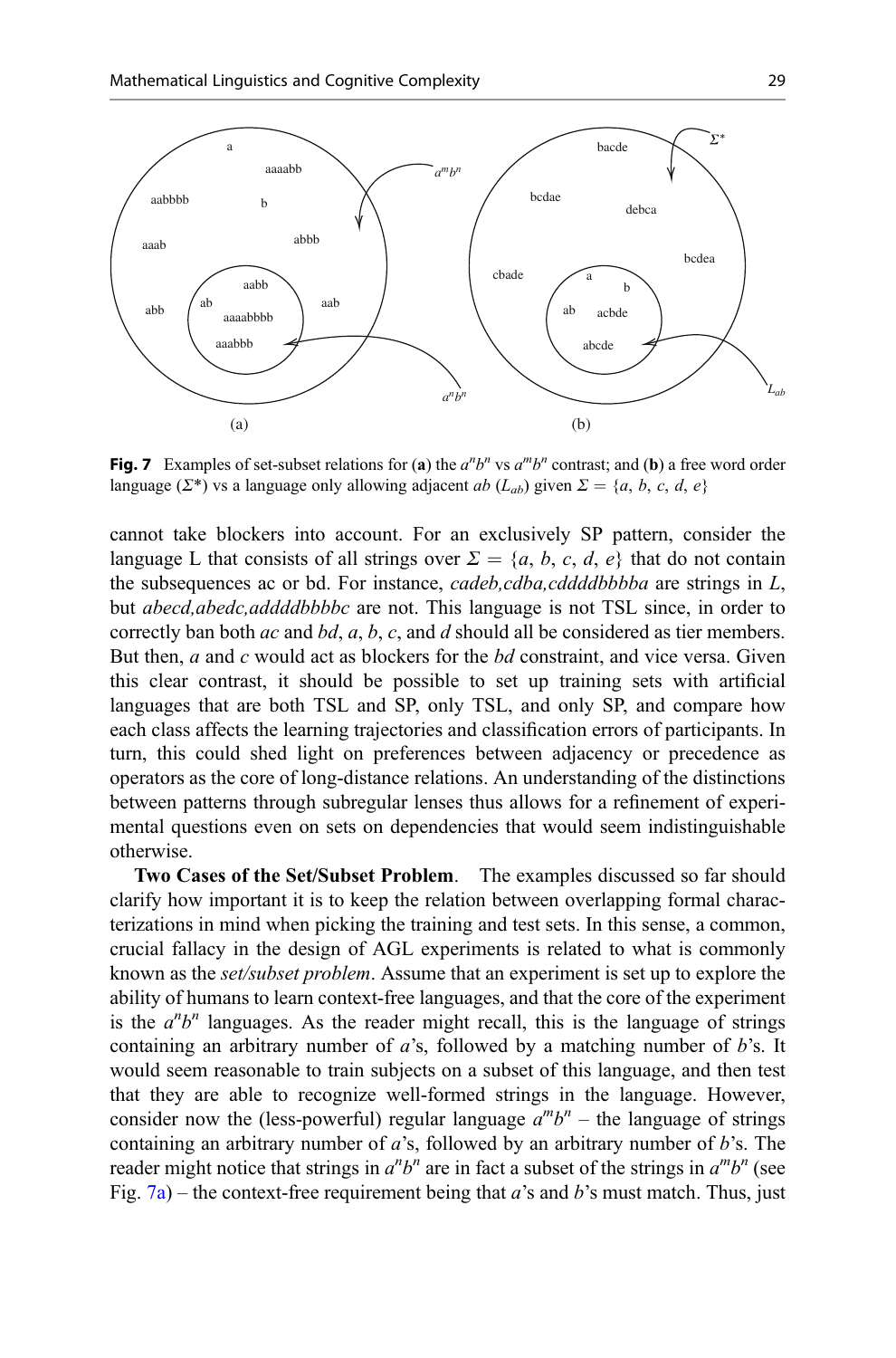**Fig. 7** Examples of set-subset relations for (**a**) the $a^n b^n$ vs $a^m b^n$ contrast; and (**b**) a free word order language ($\Sigma^*$) vs a language only allowing adjacent *ab* ($L_{ab}$) given $\Sigma = \{a, b, c, d, e\}$

cannot take blockers into account. For an exclusively SP pattern, consider the language L that consists of all strings over $\Sigma = \{a, b, c, d, e\}$ that do not contain the subsequences ac or bd. For instance, *cadeb,cdba,cddddbbbba* are strings in *L*, but *abecd,abedc,addddbbbbc* are not. This language is not TSL since, in order to correctly ban both *ac* and *bd*, *a*, *b*, *c*, and *d* should all be considered as tier members. But then, *a* and *c* would act as blockers for the *bd* constraint, and vice versa. Given this clear contrast, it should be possible to set up training sets with artificial languages that are both TSL and SP, only TSL, and only SP, and compare how each class affects the learning trajectories and classification errors of participants. In turn, this could shed light on preferences between adjacency or precedence as operators as the core of long-distance relations. An understanding of the distinctions between patterns through subregular lenses thus allows for a refinement of experimental questions even on sets on dependencies that would seem indistinguishable otherwise.

**Two Cases of the Set/Subset Problem**. The examples discussed so far should clarify how important it is to keep the relation between overlapping formal characterizations in mind when picking the training and test sets. In this sense, a common, crucial fallacy in the design of AGL experiments is related to what is commonly known as the *set/subset problem*. Assume that an experiment is set up to explore the ability of humans to learn context-free languages, and that the core of the experiment is the $a^n b^n$ languages. As the reader might recall, this is the language of strings containing an arbitrary number of *a*'s, followed by a matching number of *b*'s. It would seem reasonable to train subjects on a subset of this language, and then test that they are able to recognize well-formed strings in the language. However, consider now the (less-powerful) regular language $a^m b^n$ – the language of strings containing an arbitrary number of *a*'s, followed by an arbitrary number of *b*'s. The reader might notice that strings in $a^n b^n$ are in fact a subset of the strings in $a^m b^n$ (see Fig. 7a) – the context-free requirement being that *a*'s and *b*'s must match. Thus, just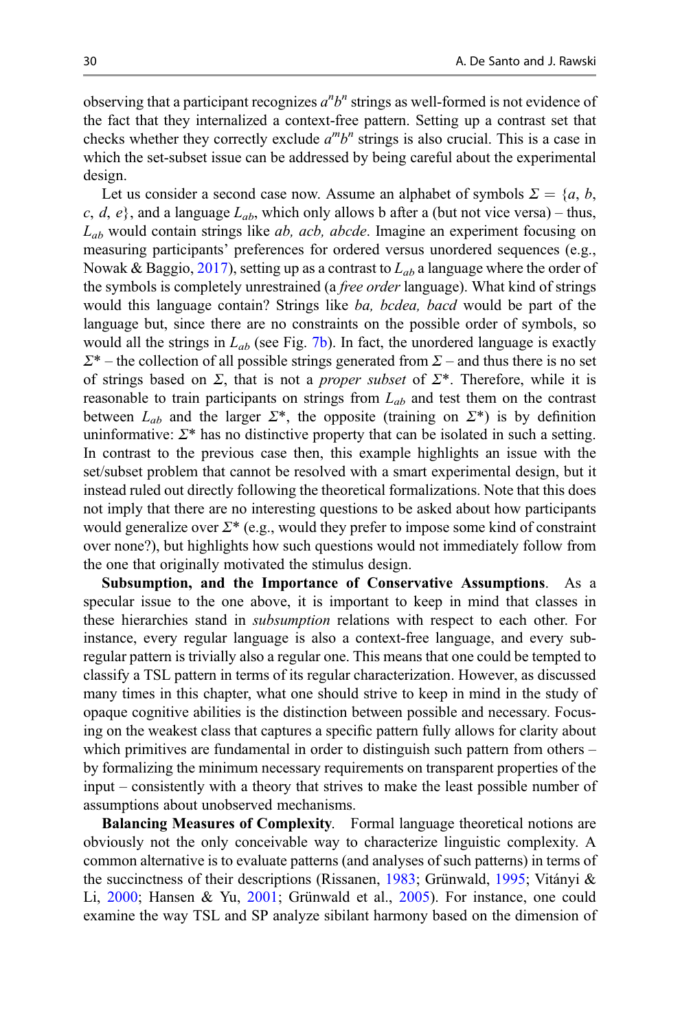observing that a participant recognizes $a^nb^n$ strings as well-formed is not evidence of the fact that they internalized a context-free pattern. Setting up a contrast set that checks whether they correctly exclude $a^mb^n$ strings is also crucial. This is a case in which the set-subset issue can be addressed by being careful about the experimental design.

Let us consider a second case now. Assume an alphabet of symbols $\Sigma = \{a, b, c, d, e\}$, and a language $L_{ab}$, which only allows b after a (but not vice versa) – thus, $L_{ab}$ would contain strings like *ab, acb, abcde*. Imagine an experiment focusing on measuring participants' preferences for ordered versus unordered sequences (e.g., Nowak & Baggio, 2017), setting up as a contrast to $L_{ab}$ a language where the order of the symbols is completely unrestrained (a *free order* language). What kind of strings would this language contain? Strings like *ba, bcdea, bacd* would be part of the language but, since there are no constraints on the possible order of symbols, so would all the strings in $L_{ab}$ (see Fig. 7b). In fact, the unordered language is exactly $\Sigma^*$ – the collection of all possible strings generated from $\Sigma$ – and thus there is no set of strings based on $\Sigma$, that is not a *proper subset* of $\Sigma^*$. Therefore, while it is reasonable to train participants on strings from $L_{ab}$ and test them on the contrast between $L_{ab}$ and the larger $\Sigma^*$, the opposite (training on $\Sigma^*$) is by definition uninformative: $\Sigma^*$ has no distinctive property that can be isolated in such a setting. In contrast to the previous case then, this example highlights an issue with the set/subset problem that cannot be resolved with a smart experimental design, but it instead ruled out directly following the theoretical formalizations. Note that this does not imply that there are no interesting questions to be asked about how participants would generalize over $\Sigma^*$ (e.g., would they prefer to impose some kind of constraint over none?), but highlights how such questions would not immediately follow from the one that originally motivated the stimulus design.

**Subsumption, and the Importance of Conservative Assumptions**. As a specular issue to the one above, it is important to keep in mind that classes in these hierarchies stand in *subsumption* relations with respect to each other. For instance, every regular language is also a context-free language, and every subregular pattern is trivially also a regular one. This means that one could be tempted to classify a TSL pattern in terms of its regular characterization. However, as discussed many times in this chapter, what one should strive to keep in mind in the study of opaque cognitive abilities is the distinction between possible and necessary. Focusing on the weakest class that captures a specific pattern fully allows for clarity about which primitives are fundamental in order to distinguish such pattern from others – by formalizing the minimum necessary requirements on transparent properties of the input – consistently with a theory that strives to make the least possible number of assumptions about unobserved mechanisms.

**Balancing Measures of Complexity**. Formal language theoretical notions are obviously not the only conceivable way to characterize linguistic complexity. A common alternative is to evaluate patterns (and analyses of such patterns) in terms of the succinctness of their descriptions (Rissanen, 1983; Grünwald, 1995; Vitányi & Li, 2000; Hansen & Yu, 2001; Grünwald et al., 2005). For instance, one could examine the way TSL and SP analyze sibilant harmony based on the dimension of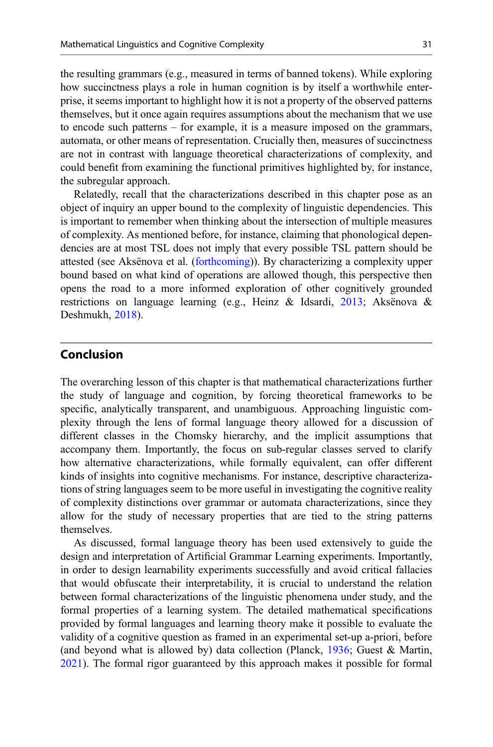the resulting grammars (e.g., measured in terms of banned tokens). While exploring how succinctness plays a role in human cognition is by itself a worthwhile enterprise, it seems important to highlight how it is not a property of the observed patterns themselves, but it once again requires assumptions about the mechanism that we use to encode such patterns – for example, it is a measure imposed on the grammars, automata, or other means of representation. Crucially then, measures of succinctness are not in contrast with language theoretical characterizations of complexity, and could benefit from examining the functional primitives highlighted by, for instance, the subregular approach.

Relatedly, recall that the characterizations described in this chapter pose as an object of inquiry an upper bound to the complexity of linguistic dependencies. This is important to remember when thinking about the intersection of multiple measures of complexity. As mentioned before, for instance, claiming that phonological dependencies are at most TSL does not imply that every possible TSL pattern should be attested (see Aksënova et al. (forthcoming)). By characterizing a complexity upper bound based on what kind of operations are allowed though, this perspective then opens the road to a more informed exploration of other cognitively grounded restrictions on language learning (e.g., Heinz & Idsardi, 2013; Aksënova & Deshmukh, 2018).

## Conclusion

The overarching lesson of this chapter is that mathematical characterizations further the study of language and cognition, by forcing theoretical frameworks to be specific, analytically transparent, and unambiguous. Approaching linguistic complexity through the lens of formal language theory allowed for a discussion of different classes in the Chomsky hierarchy, and the implicit assumptions that accompany them. Importantly, the focus on sub-regular classes served to clarify how alternative characterizations, while formally equivalent, can offer different kinds of insights into cognitive mechanisms. For instance, descriptive characterizations of string languages seem to be more useful in investigating the cognitive reality of complexity distinctions over grammar or automata characterizations, since they allow for the study of necessary properties that are tied to the string patterns themselves.

As discussed, formal language theory has been used extensively to guide the design and interpretation of Artificial Grammar Learning experiments. Importantly, in order to design learnability experiments successfully and avoid critical fallacies that would obfuscate their interpretability, it is crucial to understand the relation between formal characterizations of the linguistic phenomena under study, and the formal properties of a learning system. The detailed mathematical specifications provided by formal languages and learning theory make it possible to evaluate the validity of a cognitive question as framed in an experimental set-up a-priori, before (and beyond what is allowed by) data collection (Planck, 1936; Guest & Martin, 2021). The formal rigor guaranteed by this approach makes it possible for formal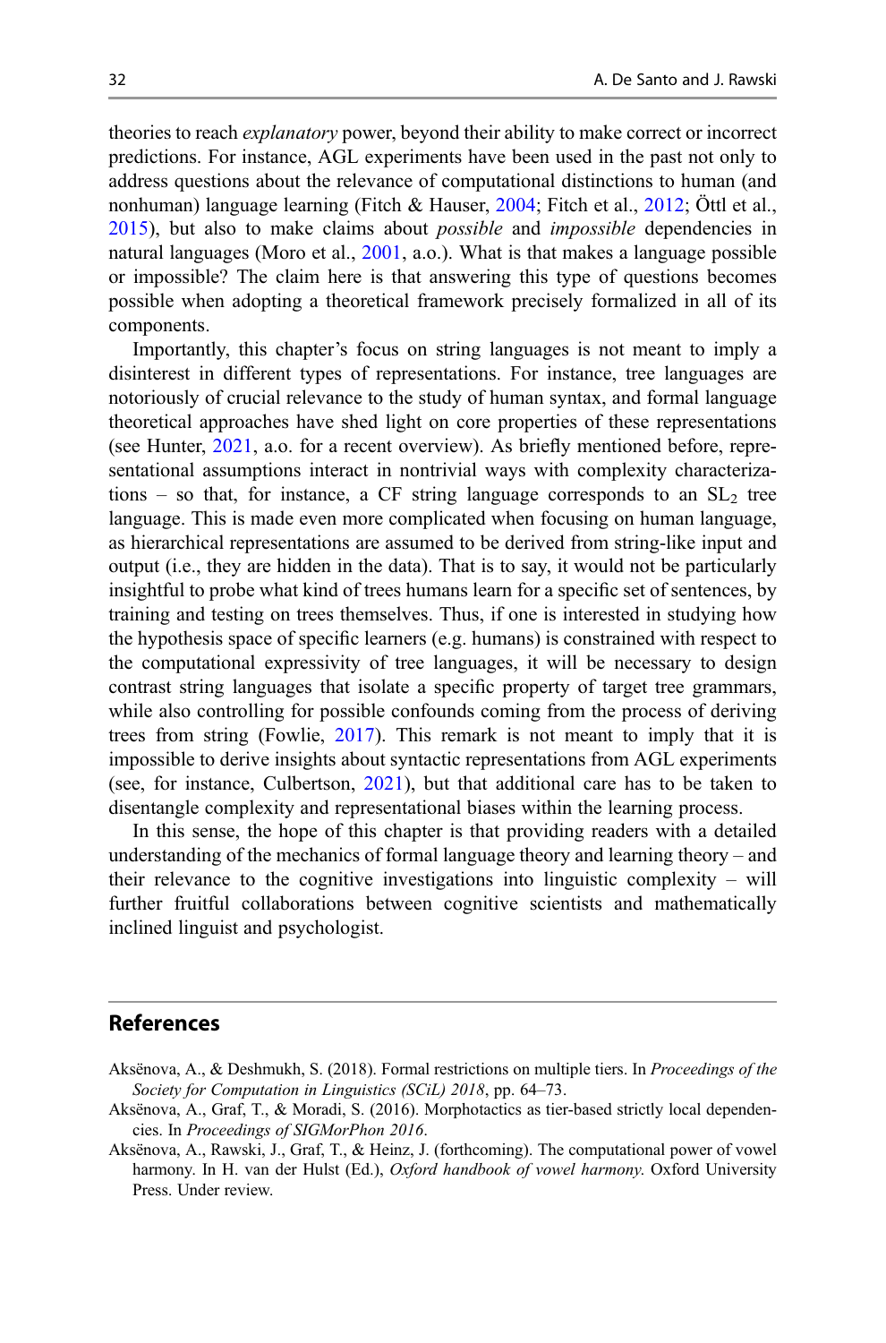theories to reach *explanatory* power, beyond their ability to make correct or incorrect predictions. For instance, AGL experiments have been used in the past not only to address questions about the relevance of computational distinctions to human (and nonhuman) language learning (Fitch & Hauser, 2004; Fitch et al., 2012; Öttl et al., 2015), but also to make claims about *possible* and *impossible* dependencies in natural languages (Moro et al., 2001, a.o.). What is that makes a language possible or impossible? The claim here is that answering this type of questions becomes possible when adopting a theoretical framework precisely formalized in all of its components.

Importantly, this chapter's focus on string languages is not meant to imply a disinterest in different types of representations. For instance, tree languages are notoriously of crucial relevance to the study of human syntax, and formal language theoretical approaches have shed light on core properties of these representations (see Hunter, 2021, a.o. for a recent overview). As briefly mentioned before, representational assumptions interact in nontrivial ways with complexity characterizations – so that, for instance, a CF string language corresponds to an $SL_2$ tree language. This is made even more complicated when focusing on human language, as hierarchical representations are assumed to be derived from string-like input and output (i.e., they are hidden in the data). That is to say, it would not be particularly insightful to probe what kind of trees humans learn for a specific set of sentences, by training and testing on trees themselves. Thus, if one is interested in studying how the hypothesis space of specific learners (e.g. humans) is constrained with respect to the computational expressivity of tree languages, it will be necessary to design contrast string languages that isolate a specific property of target tree grammars, while also controlling for possible confounds coming from the process of deriving trees from string (Fowlie, 2017). This remark is not meant to imply that it is impossible to derive insights about syntactic representations from AGL experiments (see, for instance, Culbertson, 2021), but that additional care has to be taken to disentangle complexity and representational biases within the learning process.

In this sense, the hope of this chapter is that providing readers with a detailed understanding of the mechanics of formal language theory and learning theory – and their relevance to the cognitive investigations into linguistic complexity – will further fruitful collaborations between cognitive scientists and mathematically inclined linguist and psychologist.

## References

Aksënova, A., & Deshmukh, S. (2018). Formal restrictions on multiple tiers. In *Proceedings of the Society for Computation in Linguistics (SCiL) 2018*, pp. 64–73.

Aksënova, A., Graf, T., & Moradi, S. (2016). Morphotactics as tier-based strictly local dependencies. In *Proceedings of SIGMorPhon 2016*.

Aksënova, A., Rawski, J., Graf, T., & Heinz, J. (forthcoming). The computational power of vowel harmony. In H. van der Hulst (Ed.), *Oxford handbook of vowel harmony*. Oxford University Press. Under review.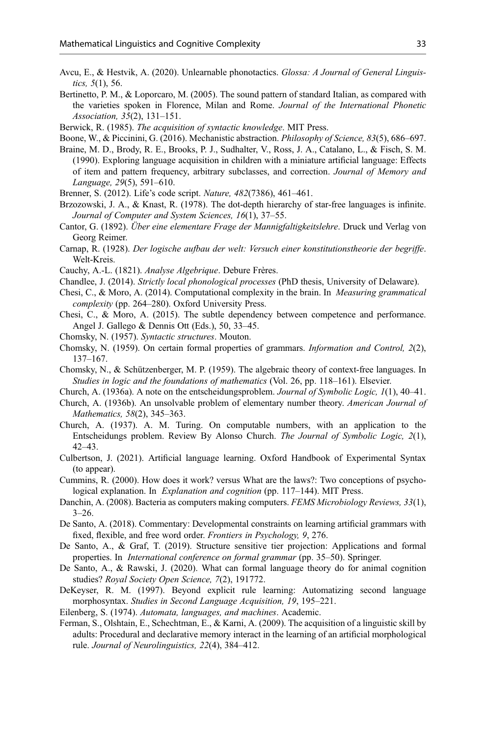Avcu, E., & Hestvik, A. (2020). Unlearnable phonotactics. *Glossa: A Journal of General Linguistics, 5*(1), 56.

Bertinetto, P. M., & Loporcaro, M. (2005). The sound pattern of standard Italian, as compared with the varieties spoken in Florence, Milan and Rome. *Journal of the International Phonetic Association, 35*(2), 131–151.

Berwick, R. (1985). *The acquisition of syntactic knowledge*. MIT Press.

Boone, W., & Piccinini, G. (2016). Mechanistic abstraction. *Philosophy of Science, 83*(5), 686–697.

Braine, M. D., Brody, R. E., Brooks, P. J., Sudhalter, V., Ross, J. A., Catalano, L., & Fisch, S. M. (1990). Exploring language acquisition in children with a miniature artificial language: Effects of item and pattern frequency, arbitrary subclasses, and correction. *Journal of Memory and Language, 29*(5), 591–610.

Brenner, S. (2012). Life's code script. *Nature, 482*(7386), 461–461.

Brzozowski, J. A., & Knast, R. (1978). The dot-depth hierarchy of star-free languages is infinite. *Journal of Computer and System Sciences, 16*(1), 37–55.

Cantor, G. (1892). *Über eine elementare Frage der Mannigfaltigkeitslehre*. Druck und Verlag von Georg Reimer.

Carnap, R. (1928). *Der logische aufbau der welt: Versuch einer konstitutionstheorie der begriffe*. Welt-Kreis.

Cauchy, A.-L. (1821). *Analyse Algebrique*. Debure Frères.

Chandlee, J. (2014). *Strictly local phonological processes* (PhD thesis, University of Delaware).

Chesi, C., & Moro, A. (2014). Computational complexity in the brain. In *Measuring grammatical complexity* (pp. 264–280). Oxford University Press.

Chesi, C., & Moro, A. (2015). The subtle dependency between competence and performance. Angel J. Gallego & Dennis Ott (Eds.), 50, 33–45.

Chomsky, N. (1957). *Syntactic structures*. Mouton.

Chomsky, N. (1959). On certain formal properties of grammars. *Information and Control, 2*(2), 137–167.

Chomsky, N., & Schützenberger, M. P. (1959). The algebraic theory of context-free languages. In *Studies in logic and the foundations of mathematics* (Vol. 26, pp. 118–161). Elsevier.

Church, A. (1936a). A note on the entscheidungsproblem. *Journal of Symbolic Logic, 1*(1), 40–41.

Church, A. (1936b). An unsolvable problem of elementary number theory. *American Journal of Mathematics, 58*(2), 345–363.

Church, A. (1937). A. M. Turing. On computable numbers, with an application to the Entscheidungs problem. Review By Alonso Church. *The Journal of Symbolic Logic, 2*(1), 42–43.

Culbertson, J. (2021). Artificial language learning. Oxford Handbook of Experimental Syntax (to appear).

Cummins, R. (2000). How does it work? versus What are the laws?: Two conceptions of psychological explanation. In *Explanation and cognition* (pp. 117–144). MIT Press.

Danchin, A. (2008). Bacteria as computers making computers. *FEMS Microbiology Reviews, 33*(1), 3–26.

De Santo, A. (2018). Commentary: Developmental constraints on learning artificial grammars with fixed, flexible, and free word order. *Frontiers in Psychology, 9*, 276.

De Santo, A., & Graf, T. (2019). Structure sensitive tier projection: Applications and formal properties. In *International conference on formal grammar* (pp. 35–50). Springer.

De Santo, A., & Rawski, J. (2020). What can formal language theory do for animal cognition studies? *Royal Society Open Science, 7*(2), 191772.

DeKeyser, R. M. (1997). Beyond explicit rule learning: Automatizing second language morphosyntax. *Studies in Second Language Acquisition, 19*, 195–221.

Eilenberg, S. (1974). *Automata, languages, and machines*. Academic.

Ferman, S., Olshtain, E., Schechtman, E., & Karni, A. (2009). The acquisition of a linguistic skill by adults: Procedural and declarative memory interact in the learning of an artificial morphological rule. *Journal of Neurolinguistics, 22*(4), 384–412.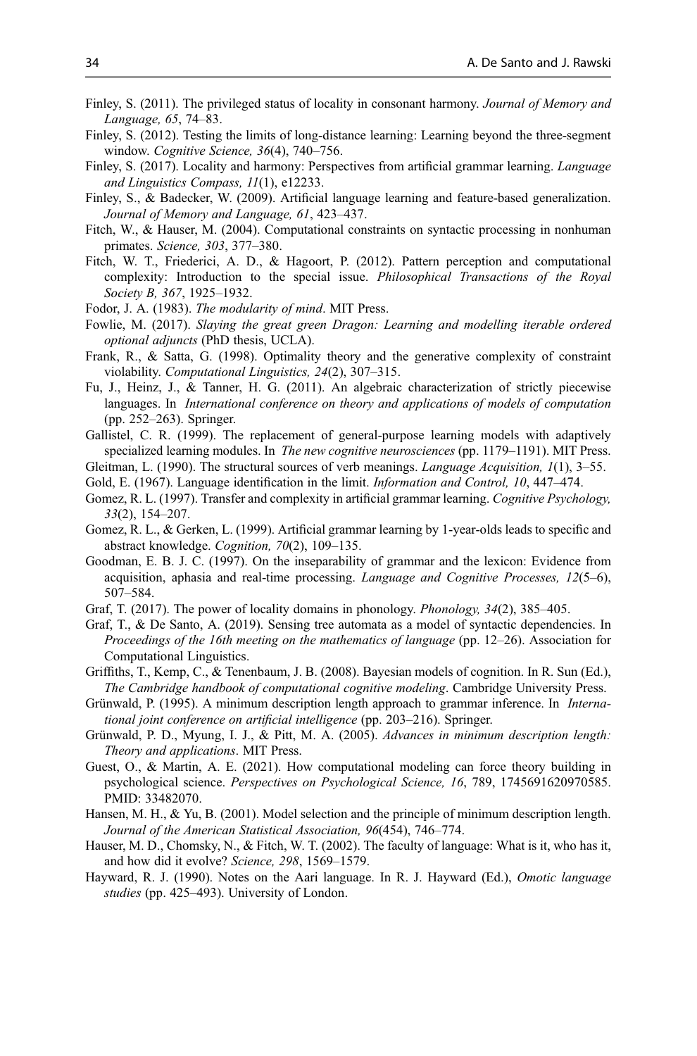Finley, S. (2011). The privileged status of locality in consonant harmony. *Journal of Memory and Language, 65*, 74–83.

Finley, S. (2012). Testing the limits of long-distance learning: Learning beyond the three-segment window. *Cognitive Science, 36*(4), 740–756.

Finley, S. (2017). Locality and harmony: Perspectives from artificial grammar learning. *Language and Linguistics Compass, 11*(1), e12233.

Finley, S., & Badecker, W. (2009). Artificial language learning and feature-based generalization. *Journal of Memory and Language, 61*, 423–437.

Fitch, W., & Hauser, M. (2004). Computational constraints on syntactic processing in nonhuman primates. *Science, 303*, 377–380.

Fitch, W. T., Friederici, A. D., & Hagoort, P. (2012). Pattern perception and computational complexity: Introduction to the special issue. *Philosophical Transactions of the Royal Society B, 367*, 1925–1932.

Fodor, J. A. (1983). *The modularity of mind*. MIT Press.

Fowlie, M. (2017). *Slaying the great green Dragon: Learning and modelling iterable ordered optional adjuncts* (PhD thesis, UCLA).

Frank, R., & Satta, G. (1998). Optimality theory and the generative complexity of constraint violability. *Computational Linguistics, 24*(2), 307–315.

Fu, J., Heinz, J., & Tanner, H. G. (2011). An algebraic characterization of strictly piecewise languages. In *International conference on theory and applications of models of computation* (pp. 252–263). Springer.

Gallistel, C. R. (1999). The replacement of general-purpose learning models with adaptively specialized learning modules. In *The new cognitive neurosciences* (pp. 1179–1191). MIT Press.

Gleitman, L. (1990). The structural sources of verb meanings. *Language Acquisition, 1*(1), 3–55.

Gold, E. (1967). Language identification in the limit. *Information and Control, 10*, 447–474.

Gomez, R. L. (1997). Transfer and complexity in artificial grammar learning. *Cognitive Psychology, 33*(2), 154–207.

Gomez, R. L., & Gerken, L. (1999). Artificial grammar learning by 1-year-olds leads to specific and abstract knowledge. *Cognition, 70*(2), 109–135.

Goodman, E. B. J. C. (1997). On the inseparability of grammar and the lexicon: Evidence from acquisition, aphasia and real-time processing. *Language and Cognitive Processes, 12*(5–6), 507–584.

Graf, T. (2017). The power of locality domains in phonology. *Phonology, 34*(2), 385–405.

Graf, T., & De Santo, A. (2019). Sensing tree automata as a model of syntactic dependencies. In *Proceedings of the 16th meeting on the mathematics of language* (pp. 12–26). Association for Computational Linguistics.

Griffiths, T., Kemp, C., & Tenenbaum, J. B. (2008). Bayesian models of cognition. In R. Sun (Ed.), *The Cambridge handbook of computational cognitive modeling*. Cambridge University Press.

Grünwald, P. (1995). A minimum description length approach to grammar inference. In *International joint conference on artificial intelligence* (pp. 203–216). Springer.

Grünwald, P. D., Myung, I. J., & Pitt, M. A. (2005). *Advances in minimum description length: Theory and applications*. MIT Press.

Guest, O., & Martin, A. E. (2021). How computational modeling can force theory building in psychological science. *Perspectives on Psychological Science, 16*, 789, 1745691620970585. PMID: 33482070.

Hansen, M. H., & Yu, B. (2001). Model selection and the principle of minimum description length. *Journal of the American Statistical Association, 96*(454), 746–774.

Hauser, M. D., Chomsky, N., & Fitch, W. T. (2002). The faculty of language: What is it, who has it, and how did it evolve? *Science, 298*, 1569–1579.

Hayward, R. J. (1990). Notes on the Aari language. In R. J. Hayward (Ed.), *Omotic language studies* (pp. 425–493). University of London.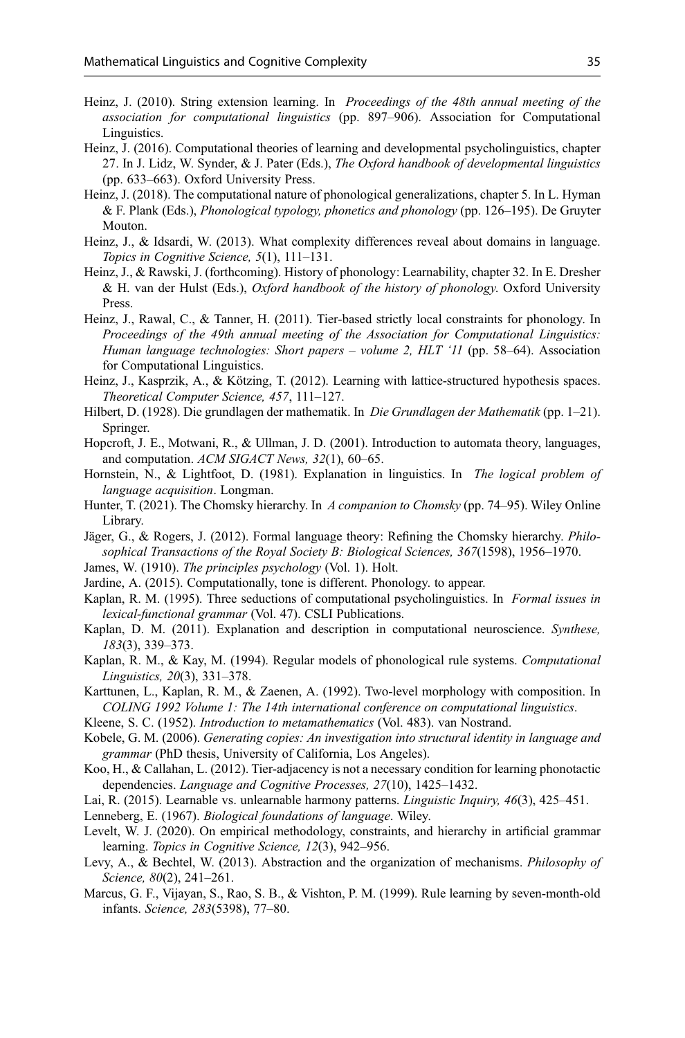Heinz, J. (2010). String extension learning. In *Proceedings of the 48th annual meeting of the association for computational linguistics* (pp. 897–906). Association for Computational Linguistics.

Heinz, J. (2016). Computational theories of learning and developmental psycholinguistics, chapter 27. In J. Lidz, W. Synder, & J. Pater (Eds.), *The Oxford handbook of developmental linguistics* (pp. 633–663). Oxford University Press.

Heinz, J. (2018). The computational nature of phonological generalizations, chapter 5. In L. Hyman & F. Plank (Eds.), *Phonological typology, phonetics and phonology* (pp. 126–195). De Gruyter Mouton.

Heinz, J., & Idsardi, W. (2013). What complexity differences reveal about domains in language. *Topics in Cognitive Science, 5*(1), 111–131.

Heinz, J., & Rawski, J. (forthcoming). History of phonology: Learnability, chapter 32. In E. Dresher & H. van der Hulst (Eds.), *Oxford handbook of the history of phonology*. Oxford University Press.

Heinz, J., Rawal, C., & Tanner, H. (2011). Tier-based strictly local constraints for phonology. In *Proceedings of the 49th annual meeting of the Association for Computational Linguistics: Human language technologies: Short papers – volume 2, HLT '11* (pp. 58–64). Association for Computational Linguistics.

Heinz, J., Kasprzik, A., & Kötzing, T. (2012). Learning with lattice-structured hypothesis spaces. *Theoretical Computer Science, 457*, 111–127.

Hilbert, D. (1928). Die grundlagen der mathematik. In *Die Grundlagen der Mathematik* (pp. 1–21). Springer.

Hopcroft, J. E., Motwani, R., & Ullman, J. D. (2001). Introduction to automata theory, languages, and computation. *ACM SIGACT News, 32*(1), 60–65.

Hornstein, N., & Lightfoot, D. (1981). Explanation in linguistics. In *The logical problem of language acquisition*. Longman.

Hunter, T. (2021). The Chomsky hierarchy. In *A companion to Chomsky* (pp. 74–95). Wiley Online Library.

Jäger, G., & Rogers, J. (2012). Formal language theory: Refining the Chomsky hierarchy. *Philosophical Transactions of the Royal Society B: Biological Sciences, 367*(1598), 1956–1970.

James, W. (1910). *The principles psychology* (Vol. 1). Holt.

Jardine, A. (2015). Computationally, tone is different. Phonology. to appear.

Kaplan, R. M. (1995). Three seductions of computational psycholinguistics. In *Formal issues in lexical-functional grammar* (Vol. 47). CSLI Publications.

Kaplan, D. M. (2011). Explanation and description in computational neuroscience. *Synthese, 183*(3), 339–373.

Kaplan, R. M., & Kay, M. (1994). Regular models of phonological rule systems. *Computational Linguistics, 20*(3), 331–378.

Karttunen, L., Kaplan, R. M., & Zaenen, A. (1992). Two-level morphology with composition. In *COLING 1992 Volume 1: The 14th international conference on computational linguistics*.

Kleene, S. C. (1952). *Introduction to metamathematics* (Vol. 483). van Nostrand.

Kobele, G. M. (2006). *Generating copies: An investigation into structural identity in language and grammar* (PhD thesis, University of California, Los Angeles).

Koo, H., & Callahan, L. (2012). Tier-adjacency is not a necessary condition for learning phonotactic dependencies. *Language and Cognitive Processes, 27*(10), 1425–1432.

Lai, R. (2015). Learnable vs. unlearnable harmony patterns. *Linguistic Inquiry, 46*(3), 425–451.

Lenneberg, E. (1967). *Biological foundations of language*. Wiley.

Levelt, W. J. (2020). On empirical methodology, constraints, and hierarchy in artificial grammar learning. *Topics in Cognitive Science, 12*(3), 942–956.

Levy, A., & Bechtel, W. (2013). Abstraction and the organization of mechanisms. *Philosophy of Science, 80*(2), 241–261.

Marcus, G. F., Vijayan, S., Rao, S. B., & Vishton, P. M. (1999). Rule learning by seven-month-old infants. *Science, 283*(5398), 77–80.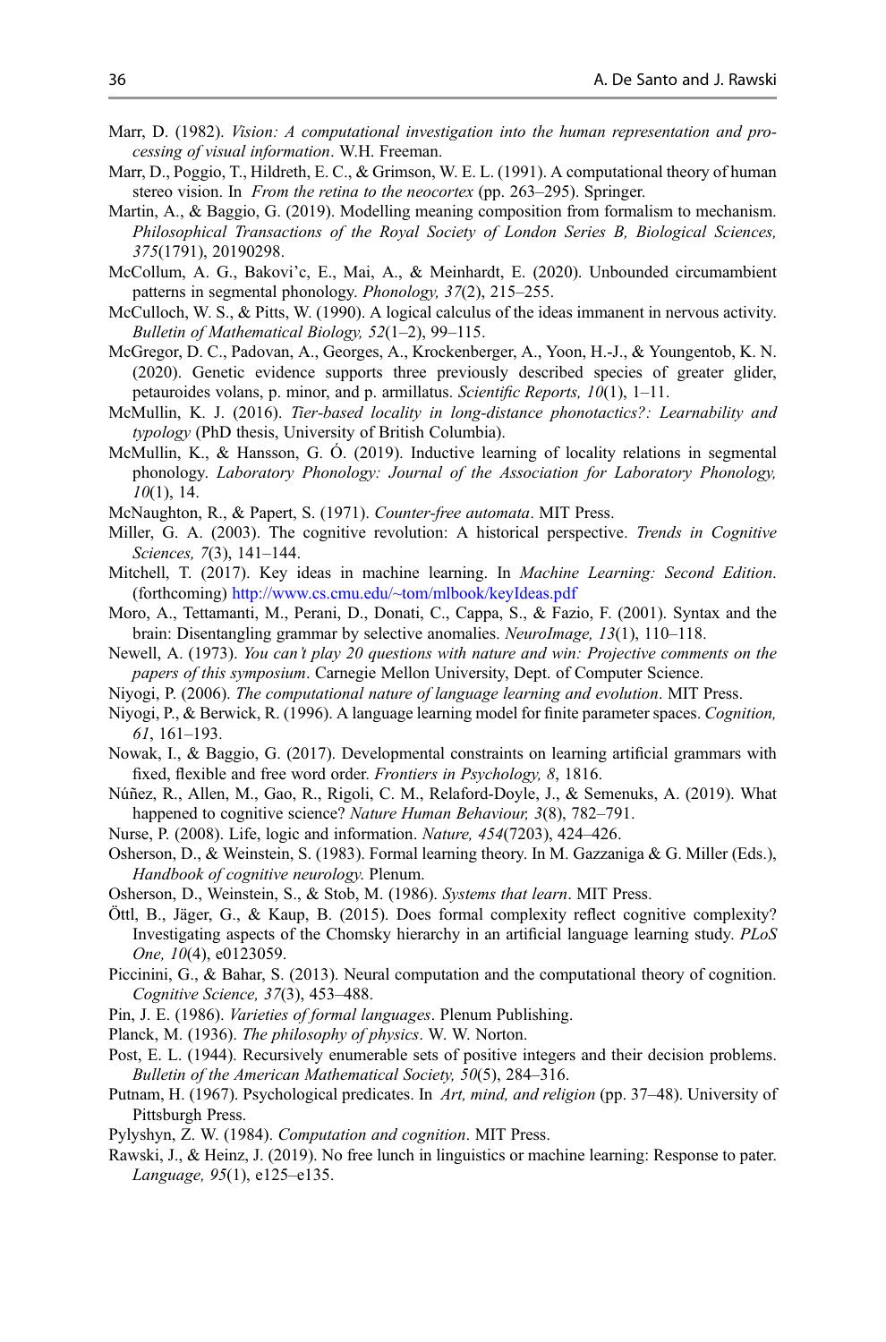Marr, D. (1982). *Vision: A computational investigation into the human representation and processing of visual information*. W.H. Freeman.

Marr, D., Poggio, T., Hildreth, E. C., & Grimson, W. E. L. (1991). A computational theory of human stereo vision. In *From the retina to the neocortex* (pp. 263–295). Springer.

Martin, A., & Baggio, G. (2019). Modelling meaning composition from formalism to mechanism. *Philosophical Transactions of the Royal Society of London Series B, Biological Sciences, 375*(1791), 20190298.

McCollum, A. G., Bakovi'c, E., Mai, A., & Meinhardt, E. (2020). Unbounded circumambient patterns in segmental phonology. *Phonology, 37*(2), 215–255.

McCulloch, W. S., & Pitts, W. (1990). A logical calculus of the ideas immanent in nervous activity. *Bulletin of Mathematical Biology, 52*(1–2), 99–115.

McGregor, D. C., Padovan, A., Georges, A., Krockenberger, A., Yoon, H.-J., & Youngentob, K. N. (2020). Genetic evidence supports three previously described species of greater glider, petauroides volans, p. minor, and p. armillatus. *Scientific Reports, 10*(1), 1–11.

McMullin, K. J. (2016). *Tier-based locality in long-distance phonotactics?: Learnability and typology* (PhD thesis, University of British Columbia).

McMullin, K., & Hansson, G. Ó. (2019). Inductive learning of locality relations in segmental phonology. *Laboratory Phonology: Journal of the Association for Laboratory Phonology, 10*(1), 14.

McNaughton, R., & Papert, S. (1971). *Counter-free automata*. MIT Press.

Miller, G. A. (2003). The cognitive revolution: A historical perspective. *Trends in Cognitive Sciences, 7*(3), 141–144.

Mitchell, T. (2017). Key ideas in machine learning. In *Machine Learning: Second Edition*. (forthcoming) http://www.cs.cmu.edu/~tom/mlbook/keyIdeas.pdf

Moro, A., Tettamanti, M., Perani, D., Donati, C., Cappa, S., & Fazio, F. (2001). Syntax and the brain: Disentangling grammar by selective anomalies. *NeuroImage, 13*(1), 110–118.

Newell, A. (1973). *You can't play 20 questions with nature and win: Projective comments on the papers of this symposium*. Carnegie Mellon University, Dept. of Computer Science.

Niyogi, P. (2006). *The computational nature of language learning and evolution*. MIT Press.

Niyogi, P., & Berwick, R. (1996). A language learning model for finite parameter spaces. *Cognition, 61*, 161–193.

Nowak, I., & Baggio, G. (2017). Developmental constraints on learning artificial grammars with fixed, flexible and free word order. *Frontiers in Psychology, 8*, 1816.

Núñez, R., Allen, M., Gao, R., Rigoli, C. M., Relaford-Doyle, J., & Semenuks, A. (2019). What happened to cognitive science? *Nature Human Behaviour, 3*(8), 782–791.

Nurse, P. (2008). Life, logic and information. *Nature, 454*(7203), 424–426.

Osherson, D., & Weinstein, S. (1983). Formal learning theory. In M. Gazzaniga & G. Miller (Eds.), *Handbook of cognitive neurology*. Plenum.

Osherson, D., Weinstein, S., & Stob, M. (1986). *Systems that learn*. MIT Press.

Öttl, B., Jäger, G., & Kaup, B. (2015). Does formal complexity reflect cognitive complexity? Investigating aspects of the Chomsky hierarchy in an artificial language learning study. *PLoS One, 10*(4), e0123059.

Piccinini, G., & Bahar, S. (2013). Neural computation and the computational theory of cognition. *Cognitive Science, 37*(3), 453–488.

Pin, J. E. (1986). *Varieties of formal languages*. Plenum Publishing.

Planck, M. (1936). *The philosophy of physics*. W. W. Norton.

Post, E. L. (1944). Recursively enumerable sets of positive integers and their decision problems. *Bulletin of the American Mathematical Society, 50*(5), 284–316.

Putnam, H. (1967). Psychological predicates. In *Art, mind, and religion* (pp. 37–48). University of Pittsburgh Press.

Pylyshyn, Z. W. (1984). *Computation and cognition*. MIT Press.

Rawski, J., & Heinz, J. (2019). No free lunch in linguistics or machine learning: Response to pater. *Language, 95*(1), e125–e135.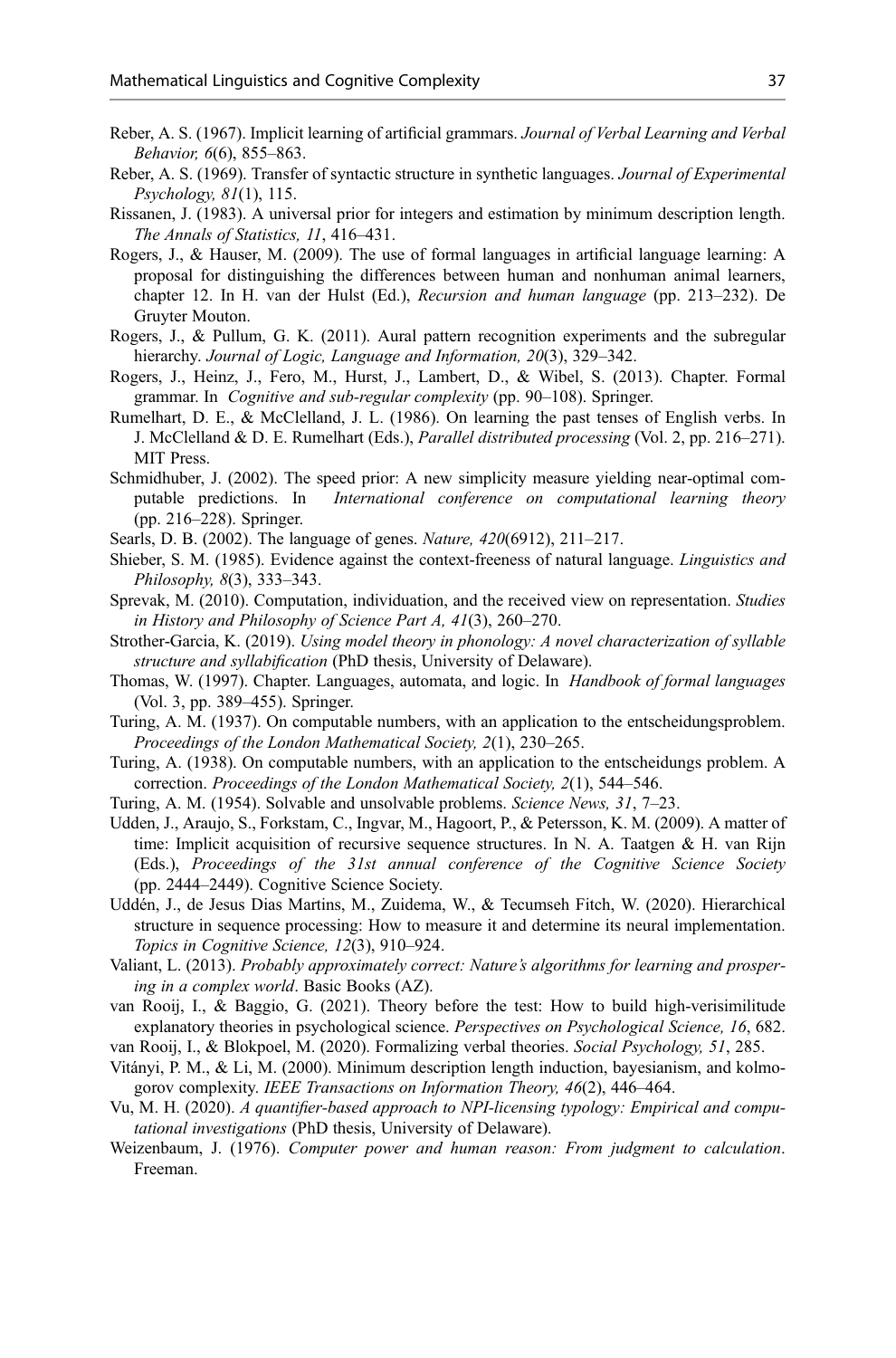Reber, A. S. (1967). Implicit learning of artificial grammars. *Journal of Verbal Learning and Verbal Behavior, 6*(6), 855–863.

Reber, A. S. (1969). Transfer of syntactic structure in synthetic languages. *Journal of Experimental Psychology, 81*(1), 115.

Rissanen, J. (1983). A universal prior for integers and estimation by minimum description length. *The Annals of Statistics, 11*, 416–431.

Rogers, J., & Hauser, M. (2009). The use of formal languages in artificial language learning: A proposal for distinguishing the differences between human and nonhuman animal learners, chapter 12. In H. van der Hulst (Ed.), *Recursion and human language* (pp. 213–232). De Gruyter Mouton.

Rogers, J., & Pullum, G. K. (2011). Aural pattern recognition experiments and the subregular hierarchy. *Journal of Logic, Language and Information, 20*(3), 329–342.

Rogers, J., Heinz, J., Fero, M., Hurst, J., Lambert, D., & Wibel, S. (2013). Chapter. Formal grammar. In *Cognitive and sub-regular complexity* (pp. 90–108). Springer.

Rumelhart, D. E., & McClelland, J. L. (1986). On learning the past tenses of English verbs. In J. McClelland & D. E. Rumelhart (Eds.), *Parallel distributed processing* (Vol. 2, pp. 216–271). MIT Press.

Schmidhuber, J. (2002). The speed prior: A new simplicity measure yielding near-optimal computable predictions. In *International conference on computational learning theory* (pp. 216–228). Springer.

Searls, D. B. (2002). The language of genes. *Nature, 420*(6912), 211–217.

Shieber, S. M. (1985). Evidence against the context-freeness of natural language. *Linguistics and Philosophy, 8*(3), 333–343.

Sprevak, M. (2010). Computation, individuation, and the received view on representation. *Studies in History and Philosophy of Science Part A, 41*(3), 260–270.

Strother-Garcia, K. (2019). *Using model theory in phonology: A novel characterization of syllable structure and syllabification* (PhD thesis, University of Delaware).

Thomas, W. (1997). Chapter. Languages, automata, and logic. In *Handbook of formal languages* (Vol. 3, pp. 389–455). Springer.

Turing, A. M. (1937). On computable numbers, with an application to the entscheidungsproblem. *Proceedings of the London Mathematical Society, 2*(1), 230–265.

Turing, A. (1938). On computable numbers, with an application to the entscheidungs problem. A correction. *Proceedings of the London Mathematical Society, 2*(1), 544–546.

Turing, A. M. (1954). Solvable and unsolvable problems. *Science News, 31*, 7–23.

Udden, J., Araujo, S., Forkstam, C., Ingvar, M., Hagoort, P., & Petersson, K. M. (2009). A matter of time: Implicit acquisition of recursive sequence structures. In N. A. Taatgen & H. van Rijn (Eds.), *Proceedings of the 31st annual conference of the Cognitive Science Society* (pp. 2444–2449). Cognitive Science Society.

Uddén, J., de Jesus Dias Martins, M., Zuidema, W., & Tecumseh Fitch, W. (2020). Hierarchical structure in sequence processing: How to measure it and determine its neural implementation. *Topics in Cognitive Science, 12*(3), 910–924.

Valiant, L. (2013). *Probably approximately correct: Nature's algorithms for learning and prospering in a complex world*. Basic Books (AZ).

van Rooij, I., & Baggio, G. (2021). Theory before the test: How to build high-verisimilitude explanatory theories in psychological science. *Perspectives on Psychological Science, 16*, 682.

van Rooij, I., & Blokpoel, M. (2020). Formalizing verbal theories. *Social Psychology, 51*, 285.

Vitányi, P. M., & Li, M. (2000). Minimum description length induction, bayesianism, and kolmogorov complexity. *IEEE Transactions on Information Theory, 46*(2), 446–464.

Vu, M. H. (2020). *A quantifier-based approach to NPI-licensing typology: Empirical and computational investigations* (PhD thesis, University of Delaware).

Weizenbaum, J. (1976). *Computer power and human reason: From judgment to calculation*. Freeman.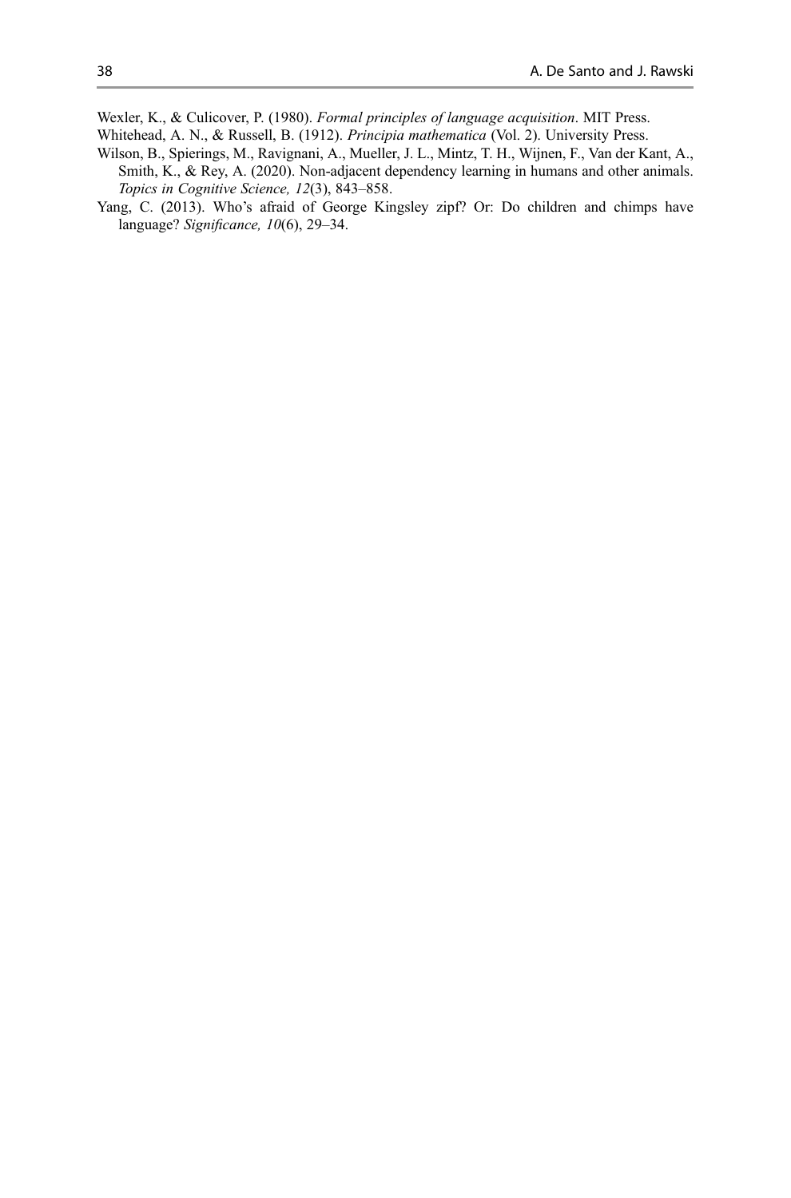Wexler, K., & Culicover, P. (1980). *Formal principles of language acquisition*. MIT Press.

Whitehead, A. N., & Russell, B. (1912). *Principia mathematica* (Vol. 2). University Press.

Wilson, B., Spierings, M., Ravignani, A., Mueller, J. L., Mintz, T. H., Wijnen, F., Van der Kant, A., Smith, K., & Rey, A. (2020). Non-adjacent dependency learning in humans and other animals. *Topics in Cognitive Science, 12*(3), 843–858.

Yang, C. (2013). Who's afraid of George Kingsley zipf? Or: Do children and chimps have language? *Significance, 10*(6), 29–34.